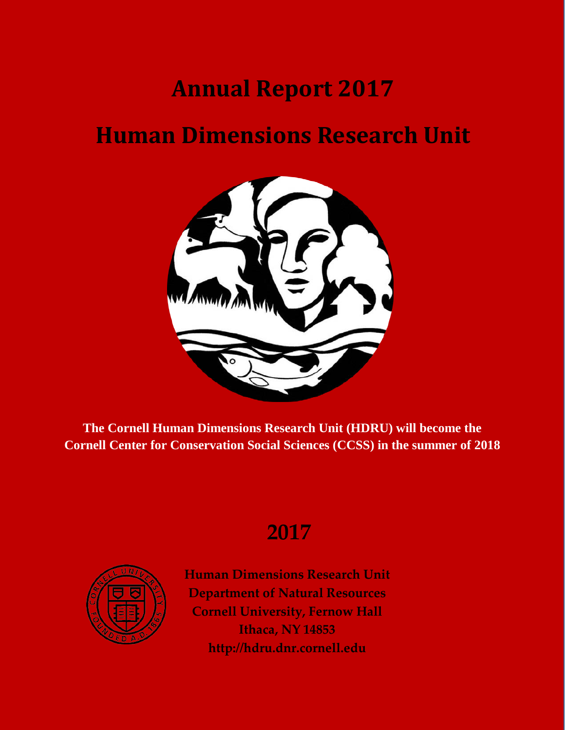# Annual Report 2017

# Human Dimensions Research Unit

**The Cornell Human Dimensions Research Unit (HDRU) will become the Cornell Center for Conservation Social Sciences (CCSS) in the summer of 2018**

## 2017

**Human Dimensions Research Unit**
**Department of Natural Resources**
**Cornell University, Fernow Hall**
**Ithaca, NY 14853**
**http://hdru.dnr.cornell.edu**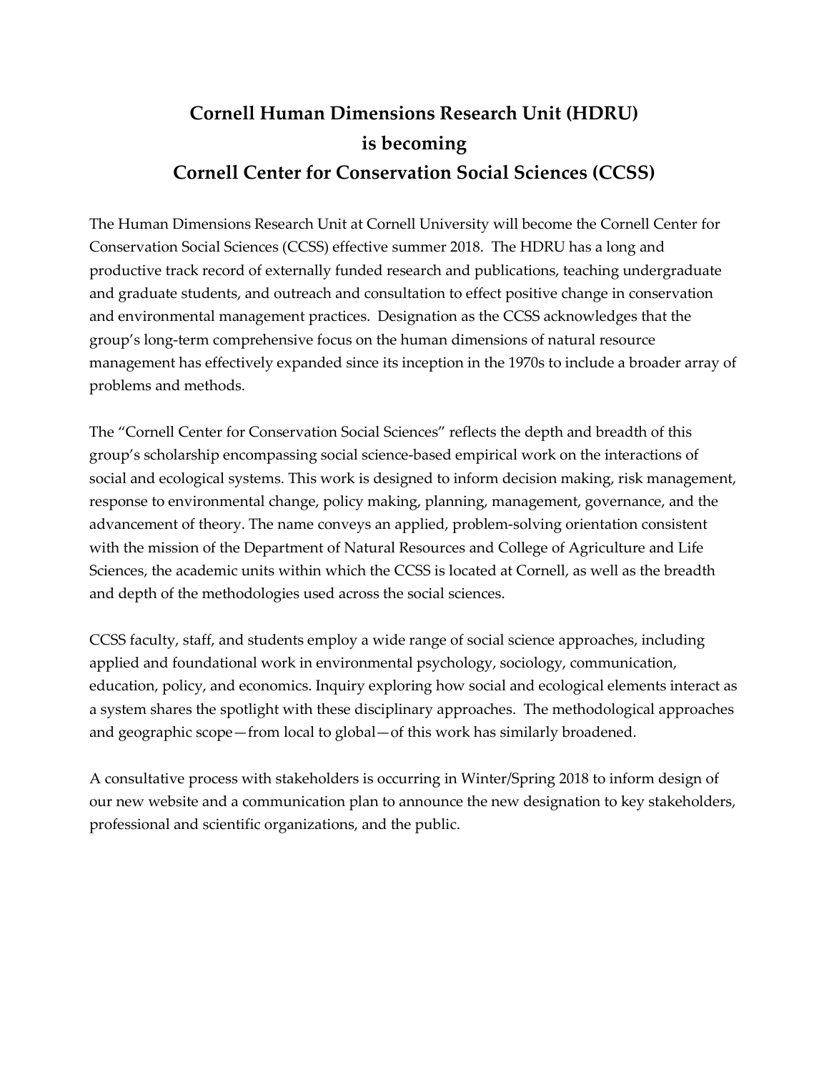# Cornell Human Dimensions Research Unit (HDRU)
# is becoming
# Cornell Center for Conservation Social Sciences (CCSS)

The Human Dimensions Research Unit at Cornell University will become the Cornell Center for Conservation Social Sciences (CCSS) effective summer 2018. The HDRU has a long and productive track record of externally funded research and publications, teaching undergraduate and graduate students, and outreach and consultation to effect positive change in conservation and environmental management practices. Designation as the CCSS acknowledges that the group's long-term comprehensive focus on the human dimensions of natural resource management has effectively expanded since its inception in the 1970s to include a broader array of problems and methods.

The "Cornell Center for Conservation Social Sciences" reflects the depth and breadth of this group's scholarship encompassing social science-based empirical work on the interactions of social and ecological systems. This work is designed to inform decision making, risk management, response to environmental change, policy making, planning, management, governance, and the advancement of theory. The name conveys an applied, problem-solving orientation consistent with the mission of the Department of Natural Resources and College of Agriculture and Life Sciences, the academic units within which the CCSS is located at Cornell, as well as the breadth and depth of the methodologies used across the social sciences.

CCSS faculty, staff, and students employ a wide range of social science approaches, including applied and foundational work in environmental psychology, sociology, communication, education, policy, and economics. Inquiry exploring how social and ecological elements interact as a system shares the spotlight with these disciplinary approaches. The methodological approaches and geographic scope—from local to global—of this work has similarly broadened.

A consultative process with stakeholders is occurring in Winter/Spring 2018 to inform design of our new website and a communication plan to announce the new designation to key stakeholders, professional and scientific organizations, and the public.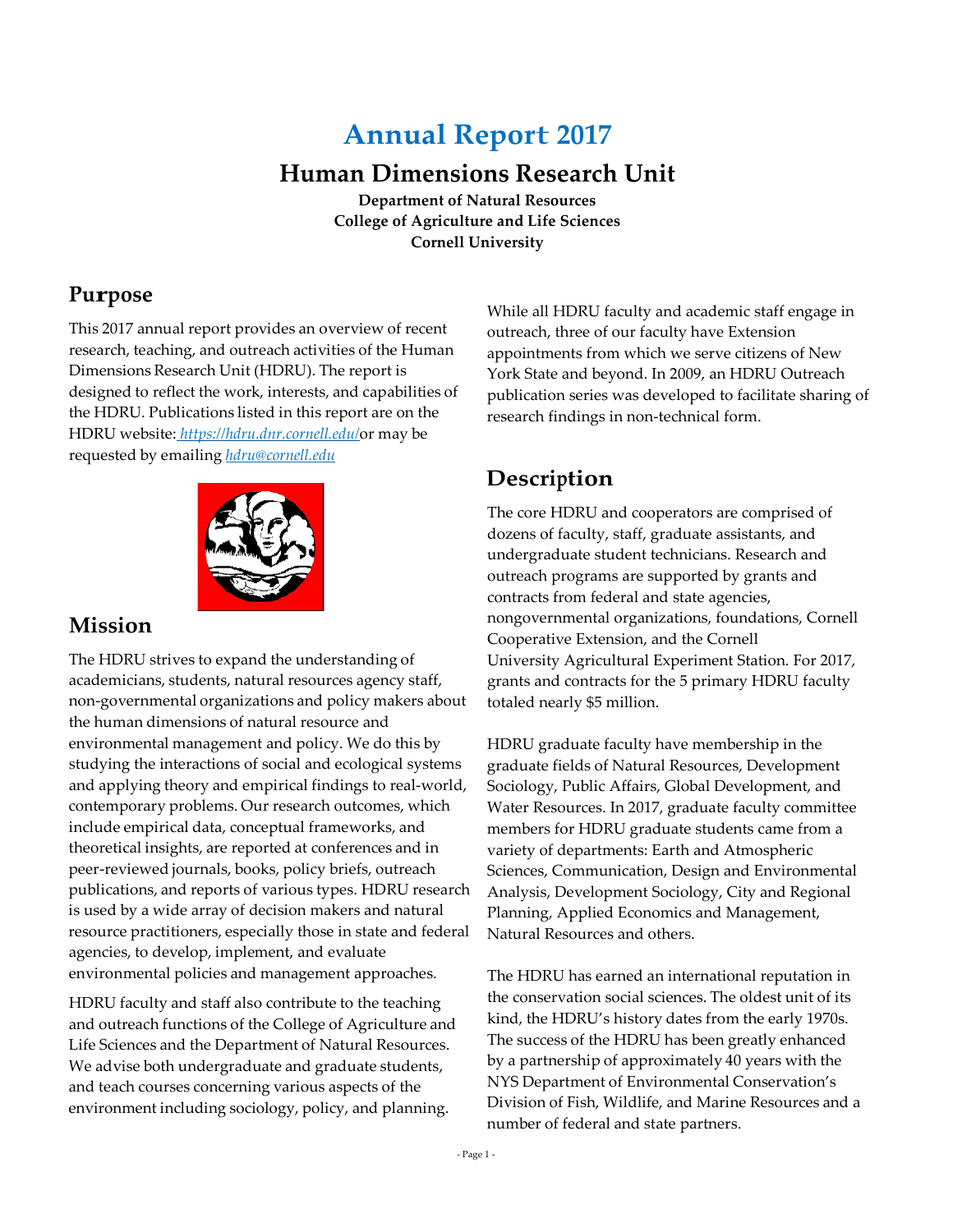# Annual Report 2017

## Human Dimensions Research Unit

**Department of Natural Resources**
**College of Agriculture and Life Sciences**
**Cornell University**

## Purpose

This 2017 annual report provides an overview of recent research, teaching, and outreach activities of the Human Dimensions Research Unit (HDRU). The report is designed to reflect the work, interests, and capabilities of the HDRU. Publications listed in this report are on the HDRU website: *https://hdru.dnr.cornell.edu/* or may be requested by emailing *hdru@cornell.edu*

## Mission

The HDRU strives to expand the understanding of academicians, students, natural resources agency staff, non-governmental organizations and policy makers about the human dimensions of natural resource and environmental management and policy. We do this by studying the interactions of social and ecological systems and applying theory and empirical findings to real-world, contemporary problems. Our research outcomes, which include empirical data, conceptual frameworks, and theoretical insights, are reported at conferences and in peer-reviewed journals, books, policy briefs, outreach publications, and reports of various types. HDRU research is used by a wide array of decision makers and natural resource practitioners, especially those in state and federal agencies, to develop, implement, and evaluate environmental policies and management approaches.

HDRU faculty and staff also contribute to the teaching and outreach functions of the College of Agriculture and Life Sciences and the Department of Natural Resources. We advise both undergraduate and graduate students, and teach courses concerning various aspects of the environment including sociology, policy, and planning.

While all HDRU faculty and academic staff engage in outreach, three of our faculty have Extension appointments from which we serve citizens of New York State and beyond. In 2009, an HDRU Outreach publication series was developed to facilitate sharing of research findings in non-technical form.

## Description

The core HDRU and cooperators are comprised of dozens of faculty, staff, graduate assistants, and undergraduate student technicians. Research and outreach programs are supported by grants and contracts from federal and state agencies, nongovernmental organizations, foundations, Cornell Cooperative Extension, and the Cornell University Agricultural Experiment Station. For 2017, grants and contracts for the 5 primary HDRU faculty totaled nearly $5 million.

HDRU graduate faculty have membership in the graduate fields of Natural Resources, Development Sociology, Public Affairs, Global Development, and Water Resources. In 2017, graduate faculty committee members for HDRU graduate students came from a variety of departments: Earth and Atmospheric Sciences, Communication, Design and Environmental Analysis, Development Sociology, City and Regional Planning, Applied Economics and Management, Natural Resources and others.

The HDRU has earned an international reputation in the conservation social sciences. The oldest unit of its kind, the HDRU's history dates from the early 1970s. The success of the HDRU has been greatly enhanced by a partnership of approximately 40 years with the NYS Department of Environmental Conservation's Division of Fish, Wildlife, and Marine Resources and a number of federal and state partners.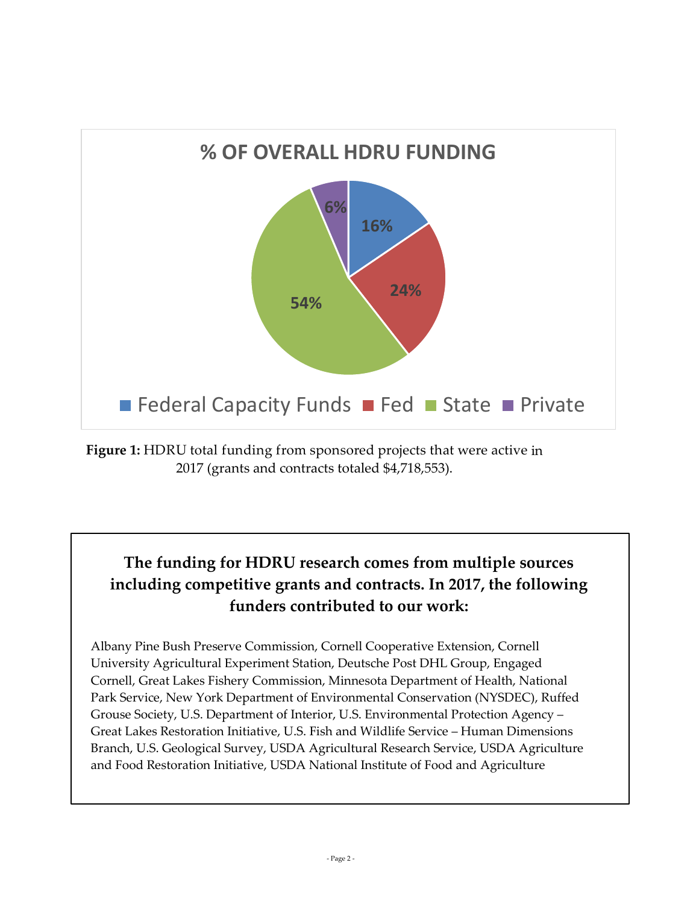**% OF OVERALL HDRU FUNDING**

| Source | % |
|---|---|
| Federal Capacity Funds | 16% |
| Fed | 24% |
| State | 54% |
| Private | 6% |

**Figure 1:** HDRU total funding from sponsored projects that were active in 2017 (grants and contracts totaled $4,718,553).

**The funding for HDRU research comes from multiple sources including competitive grants and contracts. In 2017, the following funders contributed to our work:**

Albany Pine Bush Preserve Commission, Cornell Cooperative Extension, Cornell University Agricultural Experiment Station, Deutsche Post DHL Group, Engaged Cornell, Great Lakes Fishery Commission, Minnesota Department of Health, National Park Service, New York Department of Environmental Conservation (NYSDEC), Ruffed Grouse Society, U.S. Department of Interior, U.S. Environmental Protection Agency – Great Lakes Restoration Initiative, U.S. Fish and Wildlife Service – Human Dimensions Branch, U.S. Geological Survey, USDA Agricultural Research Service, USDA Agriculture and Food Restoration Initiative, USDA National Institute of Food and Agriculture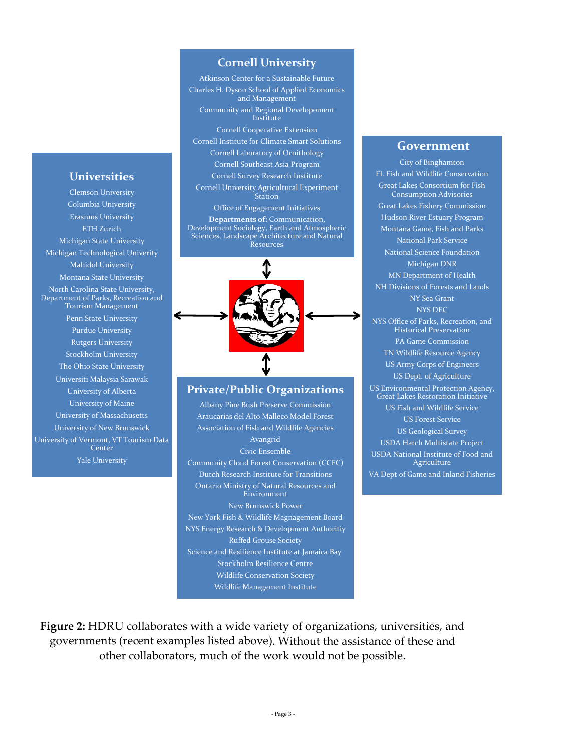## Cornell University

Atkinson Center for a Sustainable Future
Charles H. Dyson School of Applied Economics and Management
Community and Regional Development Institute
Cornell Cooperative Extension
Cornell Institute for Climate Smart Solutions
Cornell Laboratory of Ornithology
Cornell Southeast Asia Program
Cornell Survey Research Institute
Cornell University Agricultural Experiment Station
Office of Engagement Initiatives
**Departments of:** Communication, Development Sociology, Earth and Atmospheric Sciences, Landscape Architecture and Natural Resources

## Universities

Clemson University
Columbia University
Erasmus University
ETH Zurich
Michigan State University
Michigan Technological Univerity
Mahidol University
Montana State University
North Carolina State University, Department of Parks, Recreation and Tourism Management
Penn State University
Purdue University
Rutgers University
Stockholm University
The Ohio State University
Universiti Malaysia Sarawak
University of Alberta
University of Maine
University of Massachusetts
University of New Brunswick
University of Vermont, VT Tourism Data Center
Yale University

## Government

City of Binghamton
FL Fish and Wildlife Conservation
Great Lakes Consortium for Fish Consumption Advisories
Great Lakes Fishery Commission
Hudson River Estuary Program
Montana Game, Fish and Parks
National Park Service
National Science Foundation
Michigan DNR
MN Department of Health
NH Divisions of Forests and Lands
NY Sea Grant
NYS DEC
NYS Office of Parks, Recreation, and Historical Preservation
PA Game Commission
TN Wildlife Resource Agency
US Army Corps of Engineers
US Dept. of Agriculture
US Environmental Protection Agency, Great Lakes Restoration Initiative
US Fish and Wildlife Service
US Forest Service
US Geological Survey
USDA Hatch Multistate Project
USDA National Institute of Food and Agriculture
VA Dept of Game and Inland Fisheries

## Private/Public Organizations

Albany Pine Bush Preserve Commission
Araucarias del Alto Malleco Model Forest
Association of Fish and Wildlife Agencies
Avangrid
Civic Ensemble
Community Cloud Forest Conservation (CCFC)
Dutch Research Institute for Transitions
Ontario Ministry of Natural Resources and Environment
New Brunswick Power
New York Fish & Wildlife Magnagement Board
NYS Energy Research & Development Authoritiy
Ruffed Grouse Society
Science and Resilience Institute at Jamaica Bay
Stockholm Resilience Centre
Wildlife Conservation Society
Wildlife Management Institute

**Figure 2:** HDRU collaborates with a wide variety of organizations, universities, and governments (recent examples listed above). Without the assistance of these and other collaborators, much of the work would not be possible.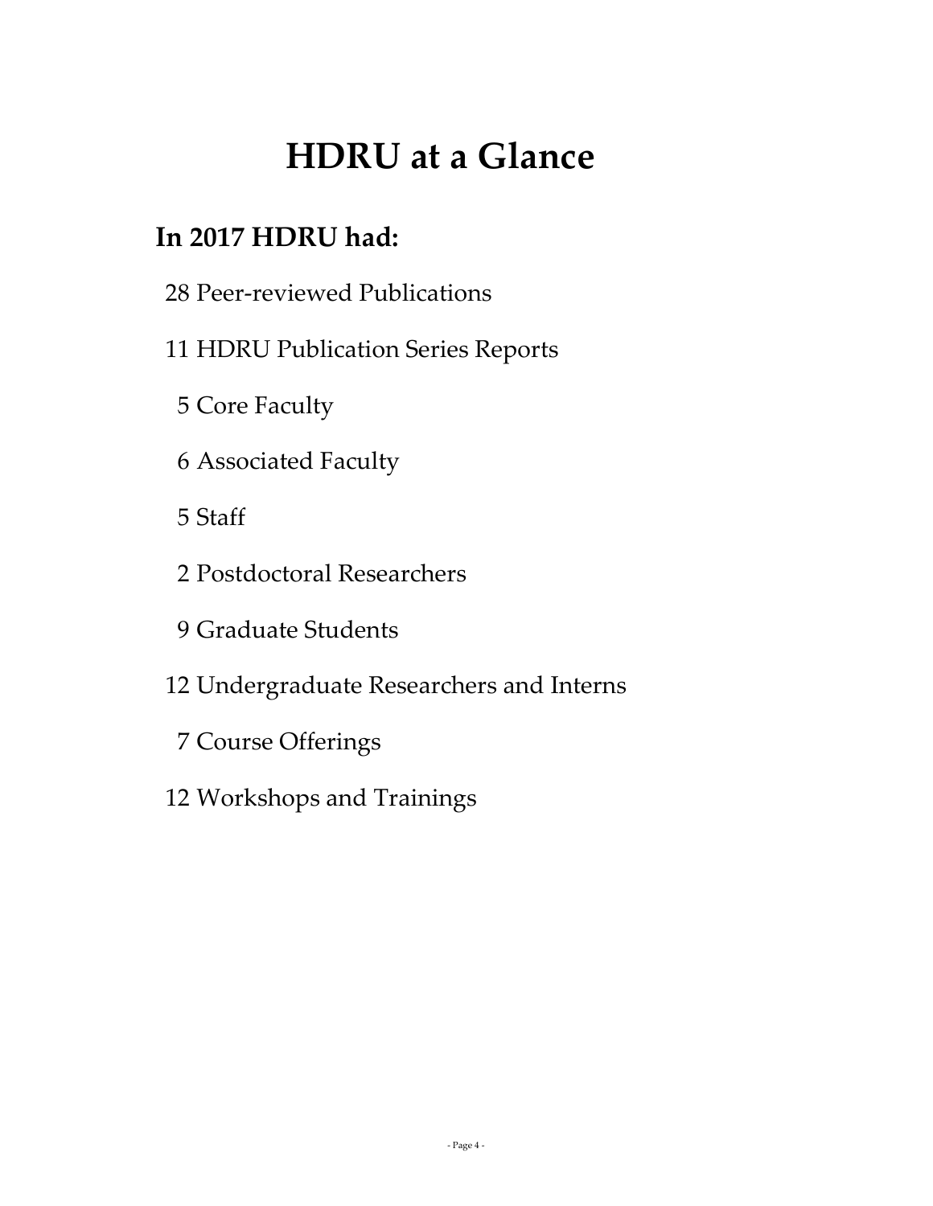# HDRU at a Glance

## In 2017 HDRU had:

28 Peer-reviewed Publications

11 HDRU Publication Series Reports

5 Core Faculty

6 Associated Faculty

5 Staff

2 Postdoctoral Researchers

9 Graduate Students

12 Undergraduate Researchers and Interns

7 Course Offerings

12 Workshops and Trainings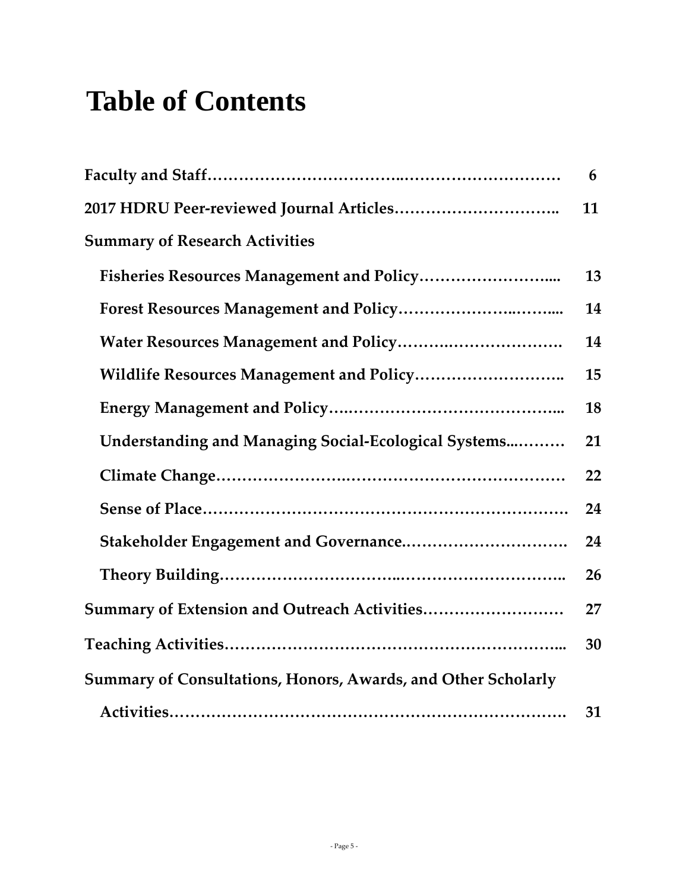# Table of Contents

| | |
|---|---|
| **Faculty and Staff……………………………..………………………** | **6** |
| **2017 HDRU Peer-reviewed Journal Articles………………………..** | **11** |
| **Summary of Research Activities** | |
| **Fisheries Resources Management and Policy……………………....** | **13** |
| **Forest Resources Management and Policy………………..……....** | **14** |
| **Water Resources Management and Policy………….……………….** | **14** |
| **Wildlife Resources Management and Policy……………………..** | **15** |
| **Energy Management and Policy….……………………………...** | **18** |
| **Understanding and Managing Social-Ecological Systems...………** | **21** |
| **Climate Change…………………….………………………………** | **22** |
| **Sense of Place……………………………………………………….** | **24** |
| **Stakeholder Engagement and Governance.………………………….** | **24** |
| **Theory Building…………………………..………………………..** | **26** |
| **Summary of Extension and Outreach Activities……………………** | **27** |
| **Teaching Activities…………………………………………………...** | **30** |
| **Summary of Consultations, Honors, Awards, and Other Scholarly Activities…………………………………………………………….** | **31** |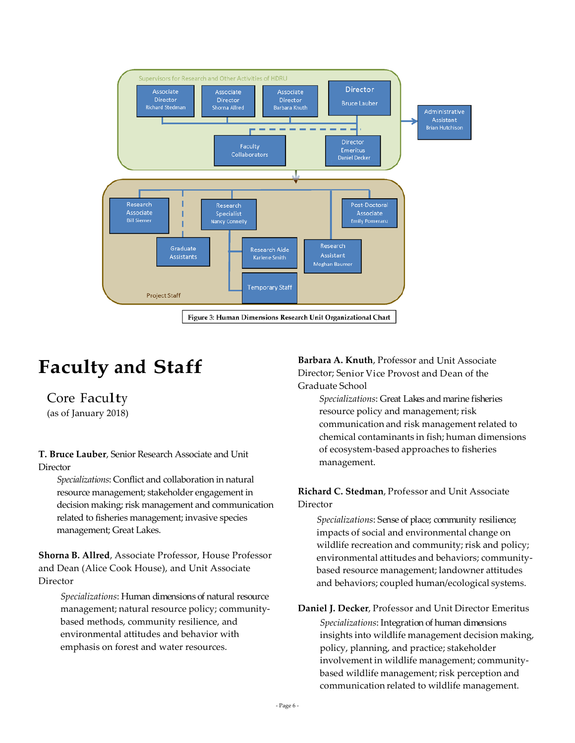Supervisors for Research and Other Activities of HDRU

- Associate Director Richard Stedman
- Associate Director Shorna Allred
- Associate Director Barbara Knuth
- Director Bruce Lauber
- Administrative Assistant Brian Hutchison
- Faculty Collaborators
- Director Emeritus Daniel Decker

Project Staff

- Research Associate Bill Siemer
- Graduate Assistants
- Research Specialist Nancy Connelly
- Research Aide Karlene Smith
- Temporary Staff
- Research Assistant Meghan Baumer
- Post-Doctoral Associate Emily Pomeranz

**Figure 3: Human Dimensions Research Unit Organizational Chart**

# Faculty and Staff

## Core Faculty

(as of January 2018)

**T. Bruce Lauber**, Senior Research Associate and Unit Director

*Specializations*: Conflict and collaboration in natural resource management; stakeholder engagement in decision making; risk management and communication related to fisheries management; invasive species management; Great Lakes.

**Shorna B. Allred**, Associate Professor, House Professor and Dean (Alice Cook House), and Unit Associate Director

*Specializations*: Human dimensions of natural resource management; natural resource policy; community-based methods, community resilience, and environmental attitudes and behavior with emphasis on forest and water resources.

**Barbara A. Knuth**, Professor and Unit Associate Director; Senior Vice Provost and Dean of the Graduate School

*Specializations*: Great Lakes and marine fisheries resource policy and management; risk communication and risk management related to chemical contaminants in fish; human dimensions of ecosystem-based approaches to fisheries management.

**Richard C. Stedman**, Professor and Unit Associate Director

*Specializations*: Sense of place; community resilience; impacts of social and environmental change on wildlife recreation and community; risk and policy; environmental attitudes and behaviors; community-based resource management; landowner attitudes and behaviors; coupled human/ecological systems.

**Daniel J. Decker**, Professor and Unit Director Emeritus

*Specializations*: Integration of human dimensions insights into wildlife management decision making, policy, planning, and practice; stakeholder involvement in wildlife management; community-based wildlife management; risk perception and communication related to wildlife management.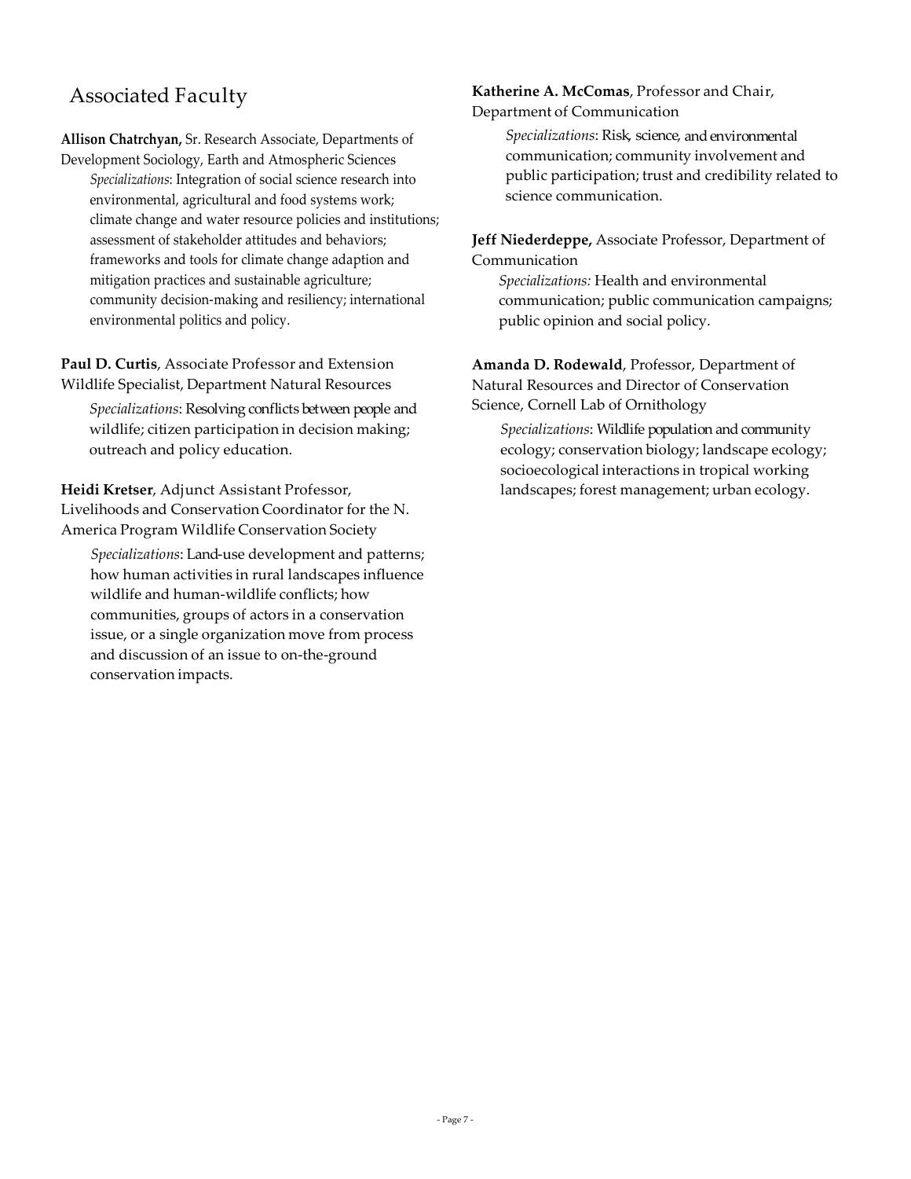## Associated Faculty

**Allison Chatrchyan,** Sr. Research Associate, Departments of Development Sociology, Earth and Atmospheric Sciences

*Specializations*: Integration of social science research into environmental, agricultural and food systems work; climate change and water resource policies and institutions; assessment of stakeholder attitudes and behaviors; frameworks and tools for climate change adaption and mitigation practices and sustainable agriculture; community decision-making and resiliency; international environmental politics and policy.

**Paul D. Curtis**, Associate Professor and Extension Wildlife Specialist, Department Natural Resources

*Specializations*: Resolving conflicts between people and wildlife; citizen participation in decision making; outreach and policy education.

**Heidi Kretser**, Adjunct Assistant Professor, Livelihoods and Conservation Coordinator for the N. America Program Wildlife Conservation Society

*Specializations*: Land-use development and patterns; how human activities in rural landscapes influence wildlife and human-wildlife conflicts; how communities, groups of actors in a conservation issue, or a single organization move from process and discussion of an issue to on-the-ground conservation impacts.

**Katherine A. McComas**, Professor and Chair, Department of Communication

*Specializations*: Risk, science, and environmental communication; community involvement and public participation; trust and credibility related to science communication.

**Jeff Niederdeppe,** Associate Professor, Department of Communication

*Specializations:* Health and environmental communication; public communication campaigns; public opinion and social policy.

**Amanda D. Rodewald**, Professor, Department of Natural Resources and Director of Conservation Science, Cornell Lab of Ornithology

*Specializations*: Wildlife population and community ecology; conservation biology; landscape ecology; socioecological interactions in tropical working landscapes; forest management; urban ecology.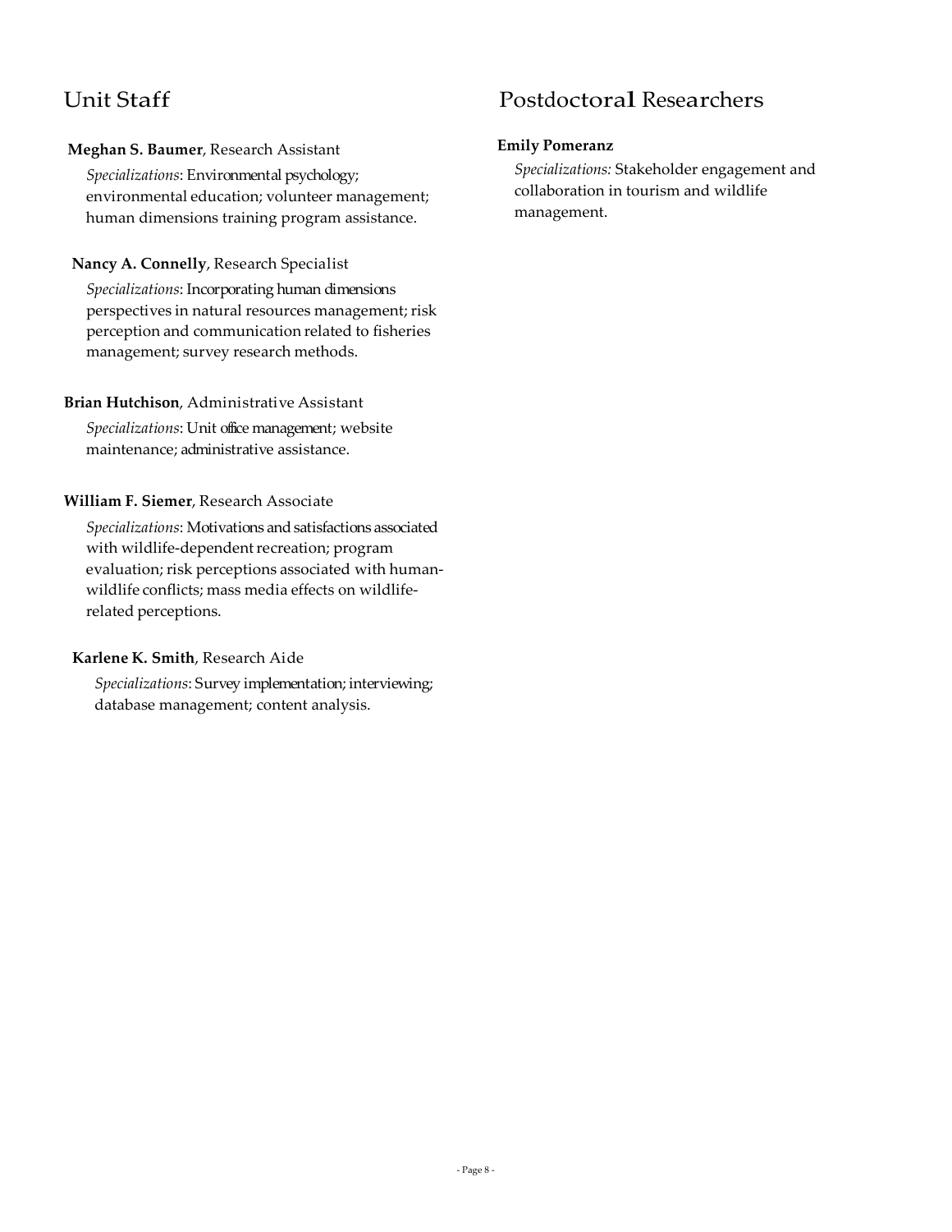## Unit Staff

**Meghan S. Baumer**, Research Assistant

*Specializations*: Environmental psychology; environmental education; volunteer management; human dimensions training program assistance.

**Nancy A. Connelly**, Research Specialist

*Specializations*: Incorporating human dimensions perspectives in natural resources management; risk perception and communication related to fisheries management; survey research methods.

**Brian Hutchison**, Administrative Assistant

*Specializations*: Unit office management; website maintenance; administrative assistance.

**William F. Siemer**, Research Associate

*Specializations*: Motivations and satisfactions associated with wildlife-dependent recreation; program evaluation; risk perceptions associated with human-wildlife conflicts; mass media effects on wildlife-related perceptions.

**Karlene K. Smith**, Research Aide

*Specializations*: Survey implementation; interviewing; database management; content analysis.

## Postdoctoral Researchers

**Emily Pomeranz**

*Specializations:* Stakeholder engagement and collaboration in tourism and wildlife management.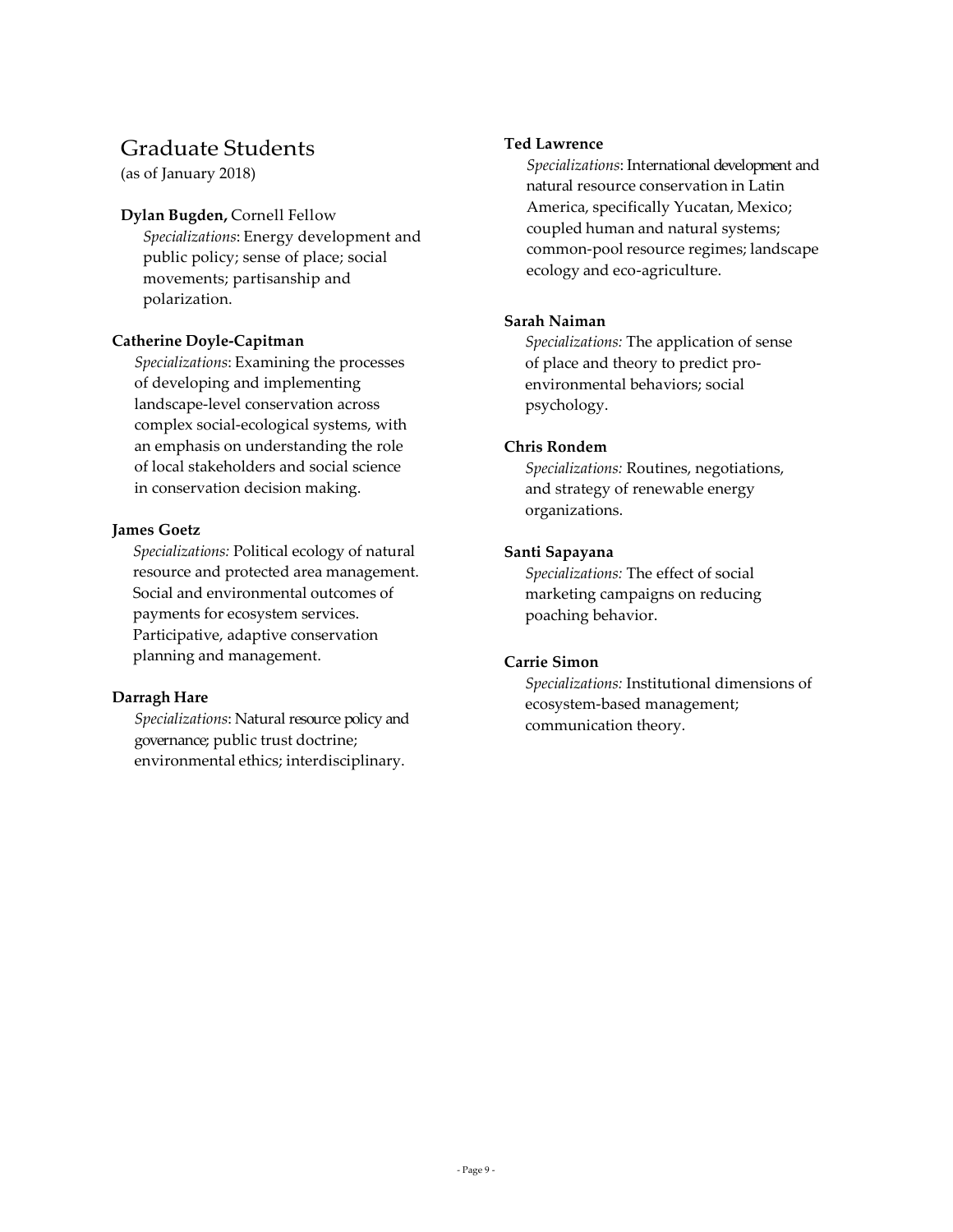## Graduate Students

(as of January 2018)

**Dylan Bugden,** Cornell Fellow
*Specializations*: Energy development and public policy; sense of place; social movements; partisanship and polarization.

**Catherine Doyle-Capitman**
*Specializations*: Examining the processes of developing and implementing landscape-level conservation across complex social-ecological systems, with an emphasis on understanding the role of local stakeholders and social science in conservation decision making.

**James Goetz**
*Specializations:* Political ecology of natural resource and protected area management. Social and environmental outcomes of payments for ecosystem services. Participative, adaptive conservation planning and management.

**Darragh Hare**
*Specializations*: Natural resource policy and governance; public trust doctrine; environmental ethics; interdisciplinary.

**Ted Lawrence**
*Specializations*: International development and natural resource conservation in Latin America, specifically Yucatan, Mexico; coupled human and natural systems; common-pool resource regimes; landscape ecology and eco-agriculture.

**Sarah Naiman**
*Specializations:* The application of sense of place and theory to predict pro-environmental behaviors; social psychology.

**Chris Rondem**
*Specializations:* Routines, negotiations, and strategy of renewable energy organizations.

**Santi Sapayana**
*Specializations:* The effect of social marketing campaigns on reducing poaching behavior.

**Carrie Simon**
*Specializations:* Institutional dimensions of ecosystem-based management; communication theory.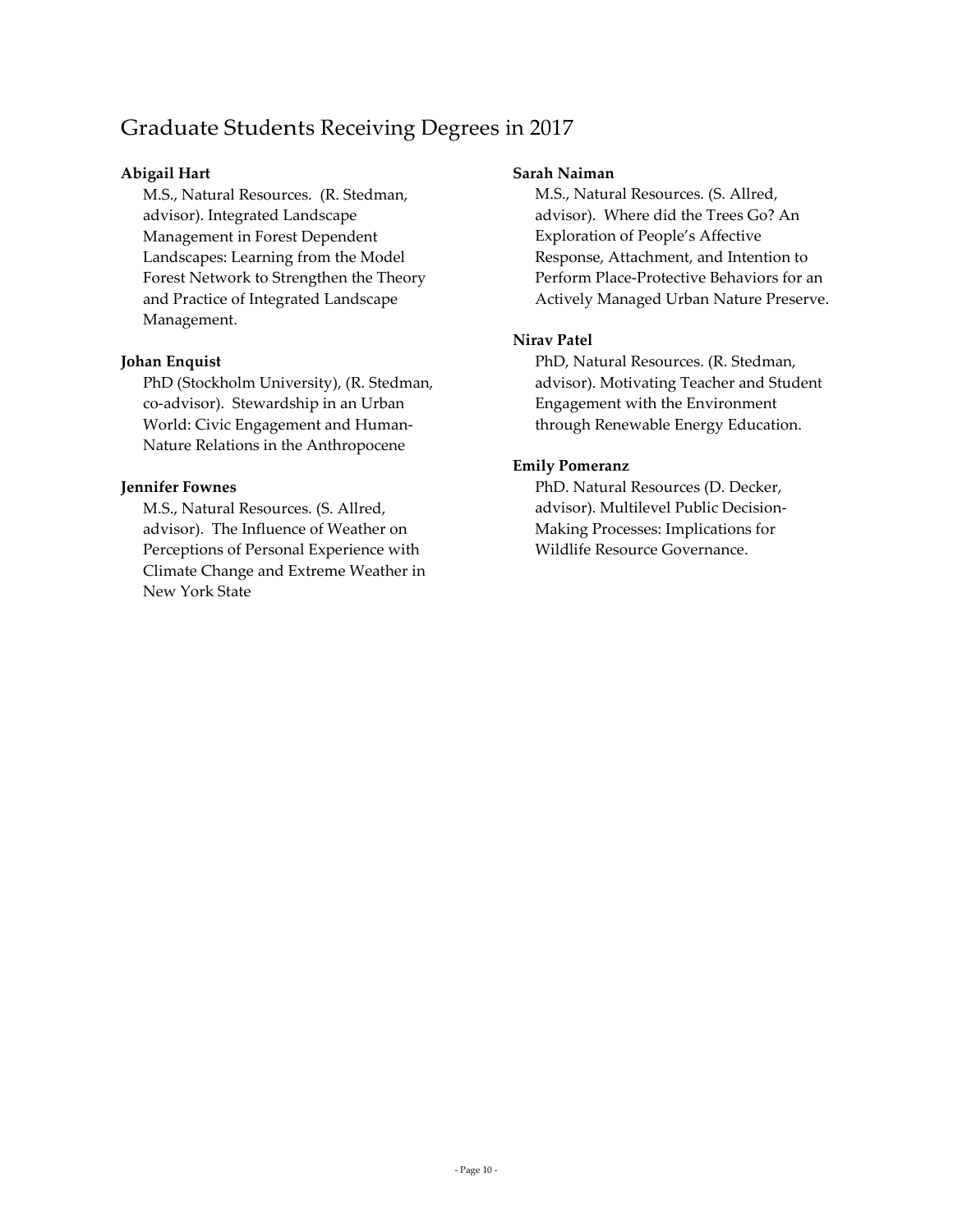## Graduate Students Receiving Degrees in 2017

**Abigail Hart**

M.S., Natural Resources. (R. Stedman, advisor). Integrated Landscape Management in Forest Dependent Landscapes: Learning from the Model Forest Network to Strengthen the Theory and Practice of Integrated Landscape Management.

**Johan Enquist**

PhD (Stockholm University), (R. Stedman, co-advisor). Stewardship in an Urban World: Civic Engagement and Human-Nature Relations in the Anthropocene

**Jennifer Fownes**

M.S., Natural Resources. (S. Allred, advisor). The Influence of Weather on Perceptions of Personal Experience with Climate Change and Extreme Weather in New York State

**Sarah Naiman**

M.S., Natural Resources. (S. Allred, advisor). Where did the Trees Go? An Exploration of People's Affective Response, Attachment, and Intention to Perform Place-Protective Behaviors for an Actively Managed Urban Nature Preserve.

**Nirav Patel**

PhD, Natural Resources. (R. Stedman, advisor). Motivating Teacher and Student Engagement with the Environment through Renewable Energy Education.

**Emily Pomeranz**

PhD. Natural Resources (D. Decker, advisor). Multilevel Public Decision-Making Processes: Implications for Wildlife Resource Governance.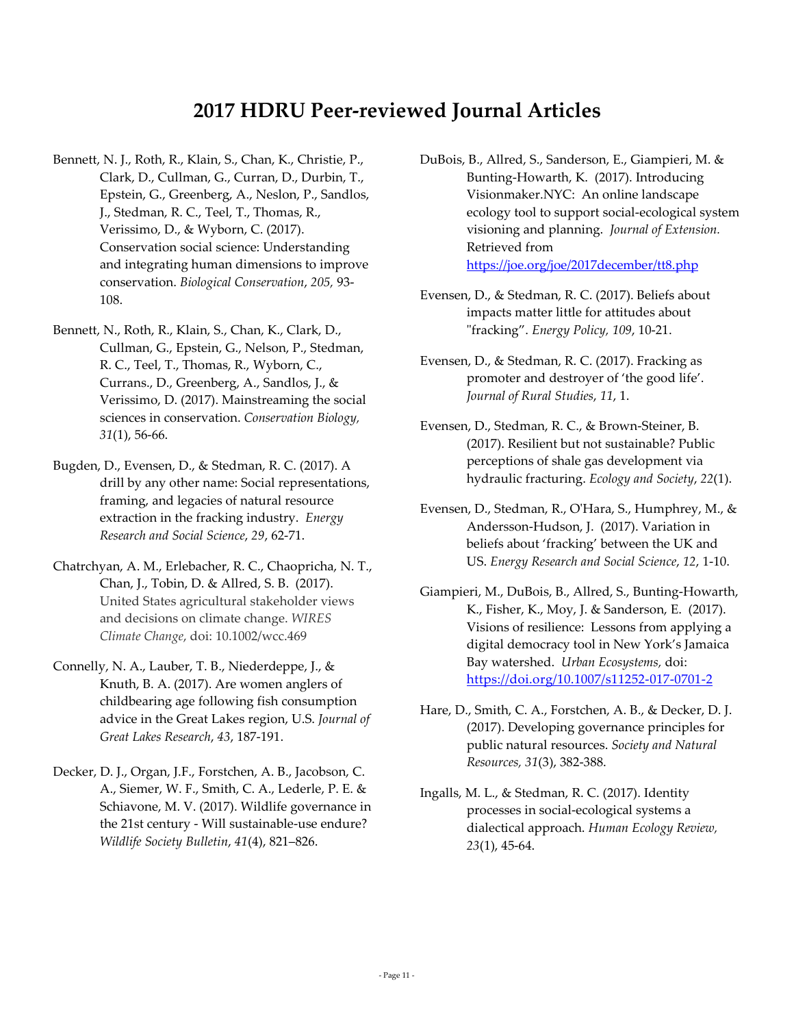# 2017 HDRU Peer-reviewed Journal Articles

Bennett, N. J., Roth, R., Klain, S., Chan, K., Christie, P., Clark, D., Cullman, G., Curran, D., Durbin, T., Epstein, G., Greenberg, A., Neslon, P., Sandlos, J., Stedman, R. C., Teel, T., Thomas, R., Verissimo, D., & Wyborn, C. (2017). Conservation social science: Understanding and integrating human dimensions to improve conservation. *Biological Conservation*, *205,* 93-108.

Bennett, N., Roth, R., Klain, S., Chan, K., Clark, D., Cullman, G., Epstein, G., Nelson, P., Stedman, R. C., Teel, T., Thomas, R., Wyborn, C., Currans., D., Greenberg, A., Sandlos, J., & Verissimo, D. (2017). Mainstreaming the social sciences in conservation. *Conservation Biology*, *31*(1), 56-66.

Bugden, D., Evensen, D., & Stedman, R. C. (2017). A drill by any other name: Social representations, framing, and legacies of natural resource extraction in the fracking industry. *Energy Research and Social Science*, *29*, 62-71.

Chatrchyan, A. M., Erlebacher, R. C., Chaopricha, N. T., Chan, J., Tobin, D. & Allred, S. B. (2017). United States agricultural stakeholder views and decisions on climate change. *WIRES Climate Change*, doi: 10.1002/wcc.469

Connelly, N. A., Lauber, T. B., Niederdeppe, J., & Knuth, B. A. (2017). Are women anglers of childbearing age following fish consumption advice in the Great Lakes region, U.S. *Journal of Great Lakes Research*, *43*, 187-191.

Decker, D. J., Organ, J.F., Forstchen, A. B., Jacobson, C. A., Siemer, W. F., Smith, C. A., Lederle, P. E. & Schiavone, M. V. (2017). Wildlife governance in the 21st century - Will sustainable-use endure? *Wildlife Society Bulletin*, *41*(4), 821–826.

DuBois, B., Allred, S., Sanderson, E., Giampieri, M. & Bunting-Howarth, K. (2017). Introducing Visionmaker.NYC: An online landscape ecology tool to support social-ecological system visioning and planning. *Journal of Extension.* Retrieved from https://joe.org/joe/2017december/tt8.php

Evensen, D., & Stedman, R. C. (2017). Beliefs about impacts matter little for attitudes about "fracking". *Energy Policy*, *109*, 10-21.

Evensen, D., & Stedman, R. C. (2017). Fracking as promoter and destroyer of 'the good life'. *Journal of Rural Studies*, *11*, 1.

Evensen, D., Stedman, R. C., & Brown-Steiner, B. (2017). Resilient but not sustainable? Public perceptions of shale gas development via hydraulic fracturing. *Ecology and Society*, *22*(1).

Evensen, D., Stedman, R., O'Hara, S., Humphrey, M., & Andersson-Hudson, J. (2017). Variation in beliefs about 'fracking' between the UK and US. *Energy Research and Social Science*, *12*, 1-10.

Giampieri, M., DuBois, B., Allred, S., Bunting-Howarth, K., Fisher, K., Moy, J. & Sanderson, E. (2017). Visions of resilience: Lessons from applying a digital democracy tool in New York's Jamaica Bay watershed. *Urban Ecosystems*, doi: https://doi.org/10.1007/s11252-017-0701-2

Hare, D., Smith, C. A., Forstchen, A. B., & Decker, D. J. (2017). Developing governance principles for public natural resources. *Society and Natural Resources, 31*(3), 382-388.

Ingalls, M. L., & Stedman, R. C. (2017). Identity processes in social-ecological systems a dialectical approach. *Human Ecology Review, 23*(1), 45-64.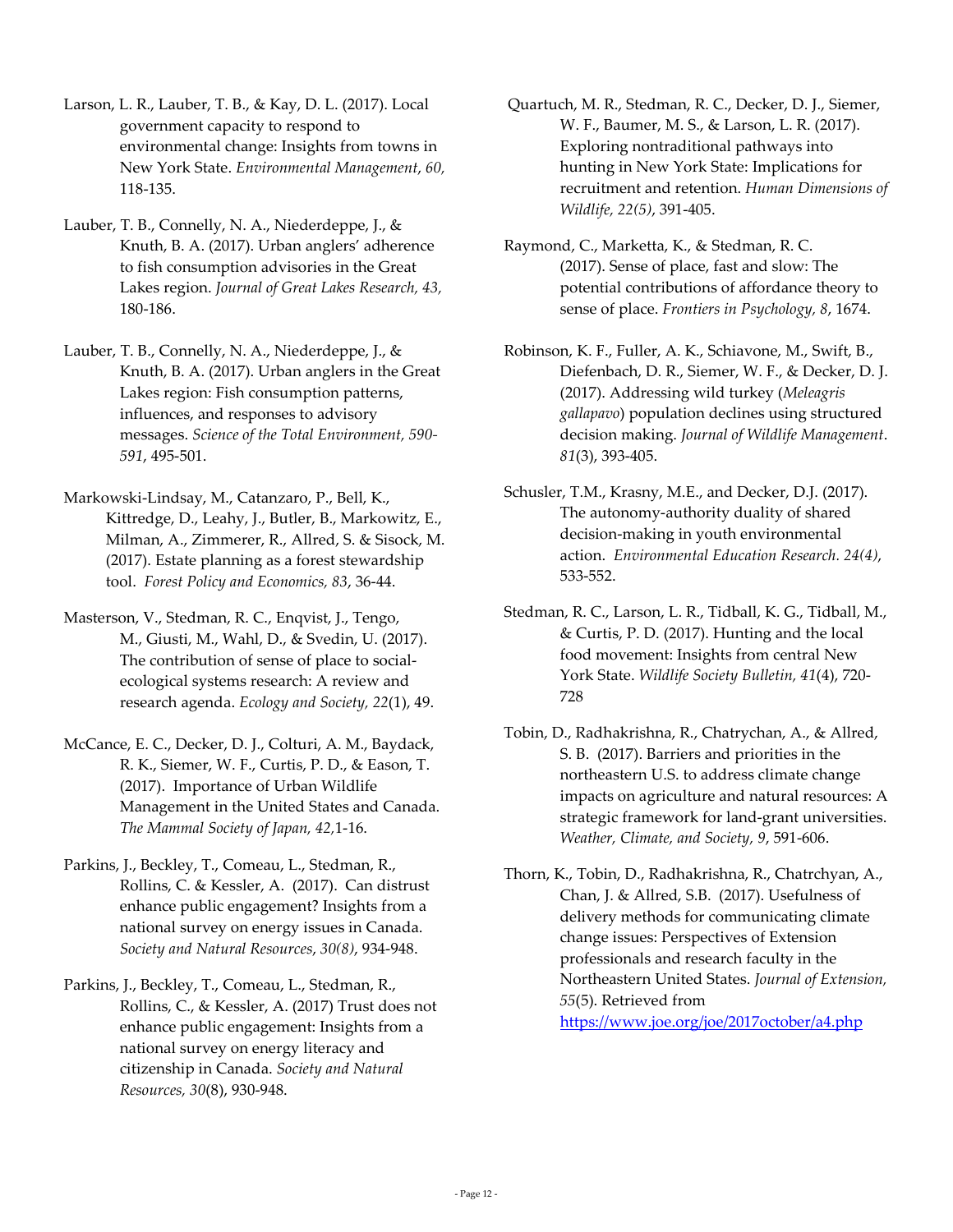Larson, L. R., Lauber, T. B., & Kay, D. L. (2017). Local government capacity to respond to environmental change: Insights from towns in New York State. *Environmental Management*, *60,* 118-135.

Lauber, T. B., Connelly, N. A., Niederdeppe, J., & Knuth, B. A. (2017). Urban anglers' adherence to fish consumption advisories in the Great Lakes region. *Journal of Great Lakes Research, 43,* 180-186.

Lauber, T. B., Connelly, N. A., Niederdeppe, J., & Knuth, B. A. (2017). Urban anglers in the Great Lakes region: Fish consumption patterns, influences, and responses to advisory messages. *Science of the Total Environment, 590-591*, 495-501.

Markowski-Lindsay, M., Catanzaro, P., Bell, K., Kittredge, D., Leahy, J., Butler, B., Markowitz, E., Milman, A., Zimmerer, R., Allred, S. & Sisock, M. (2017). Estate planning as a forest stewardship tool. *Forest Policy and Economics, 83*, 36-44.

Masterson, V., Stedman, R. C., Enqvist, J., Tengo, M., Giusti, M., Wahl, D., & Svedin, U. (2017). The contribution of sense of place to social-ecological systems research: A review and research agenda. *Ecology and Society, 22*(1), 49.

McCance, E. C., Decker, D. J., Colturi, A. M., Baydack, R. K., Siemer, W. F., Curtis, P. D., & Eason, T. (2017). Importance of Urban Wildlife Management in the United States and Canada. *The Mammal Society of Japan, 42,*1-16.

Parkins, J., Beckley, T., Comeau, L., Stedman, R., Rollins, C. & Kessler, A. (2017). Can distrust enhance public engagement? Insights from a national survey on energy issues in Canada. *Society and Natural Resources*, *30(8)*, 934-948.

Parkins, J., Beckley, T., Comeau, L., Stedman, R., Rollins, C., & Kessler, A. (2017) Trust does not enhance public engagement: Insights from a national survey on energy literacy and citizenship in Canada. *Society and Natural Resources, 30*(8), 930-948.

Quartuch, M. R., Stedman, R. C., Decker, D. J., Siemer, W. F., Baumer, M. S., & Larson, L. R. (2017). Exploring nontraditional pathways into hunting in New York State: Implications for recruitment and retention. *Human Dimensions of Wildlife, 22(5)*, 391-405.

Raymond, C., Marketta, K., & Stedman, R. C. (2017). Sense of place, fast and slow: The potential contributions of affordance theory to sense of place. *Frontiers in Psychology, 8*, 1674.

Robinson, K. F., Fuller, A. K., Schiavone, M., Swift, B., Diefenbach, D. R., Siemer, W. F., & Decker, D. J. (2017). Addressing wild turkey (*Meleagris gallapavo*) population declines using structured decision making. *Journal of Wildlife Management*. *81*(3), 393-405.

Schusler, T.M., Krasny, M.E., and Decker, D.J. (2017). The autonomy-authority duality of shared decision-making in youth environmental action. *Environmental Education Research. 24(4)*, 533-552.

Stedman, R. C., Larson, L. R., Tidball, K. G., Tidball, M., & Curtis, P. D. (2017). Hunting and the local food movement: Insights from central New York State. *Wildlife Society Bulletin, 41*(4), 720-728

Tobin, D., Radhakrishna, R., Chatrychan, A., & Allred, S. B. (2017). Barriers and priorities in the northeastern U.S. to address climate change impacts on agriculture and natural resources: A strategic framework for land-grant universities. *Weather, Climate, and Society, 9*, 591-606.

Thorn, K., Tobin, D., Radhakrishna, R., Chatrchyan, A., Chan, J. & Allred, S.B. (2017). Usefulness of delivery methods for communicating climate change issues: Perspectives of Extension professionals and research faculty in the Northeastern United States. *Journal of Extension, 55*(5). Retrieved from https://www.joe.org/joe/2017october/a4.php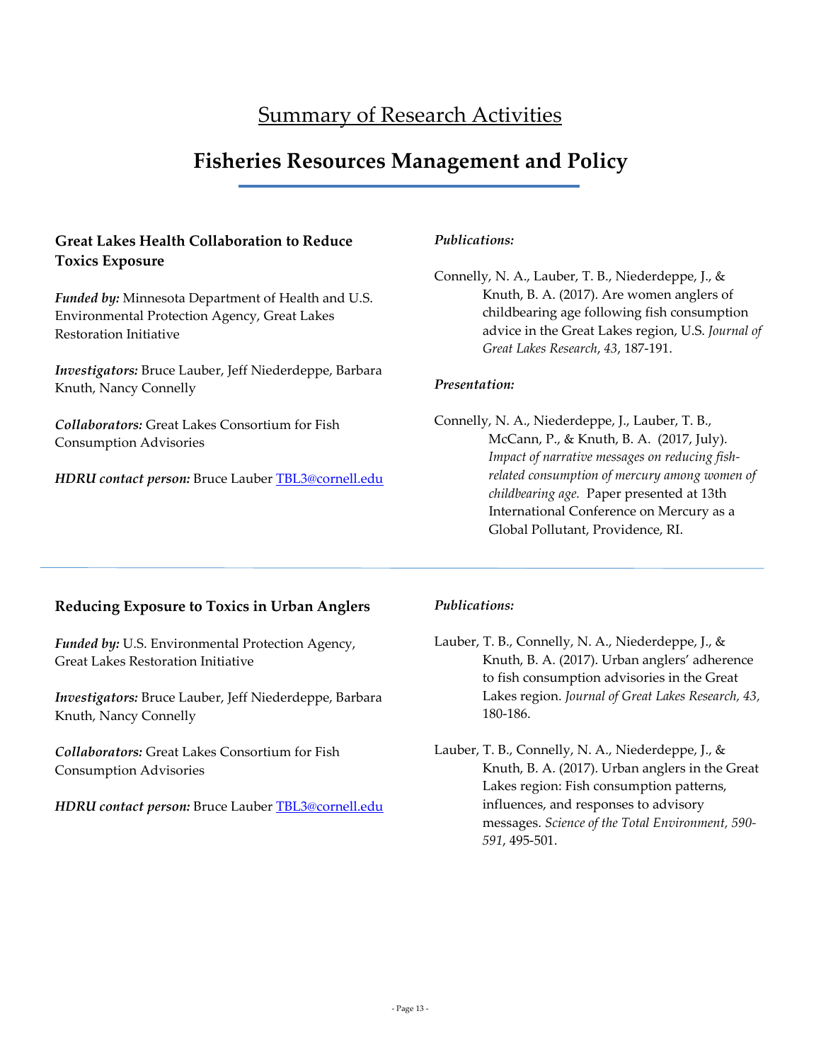# Summary of Research Activities

## Fisheries Resources Management and Policy

### Great Lakes Health Collaboration to Reduce Toxics Exposure

***Funded by:*** Minnesota Department of Health and U.S. Environmental Protection Agency, Great Lakes Restoration Initiative

***Investigators:*** Bruce Lauber, Jeff Niederdeppe, Barbara Knuth, Nancy Connelly

***Collaborators:*** Great Lakes Consortium for Fish Consumption Advisories

***HDRU contact person:*** Bruce Lauber TBL3@cornell.edu

*Publications:*

Connelly, N. A., Lauber, T. B., Niederdeppe, J., & Knuth, B. A. (2017). Are women anglers of childbearing age following fish consumption advice in the Great Lakes region, U.S. *Journal of Great Lakes Research*, *43*, 187-191.

*Presentation:*

Connelly, N. A., Niederdeppe, J., Lauber, T. B., McCann, P., & Knuth, B. A. (2017, July). *Impact of narrative messages on reducing fish-related consumption of mercury among women of childbearing age.* Paper presented at 13th International Conference on Mercury as a Global Pollutant, Providence, RI.

---

### Reducing Exposure to Toxics in Urban Anglers

***Funded by:*** U.S. Environmental Protection Agency, Great Lakes Restoration Initiative

***Investigators:*** Bruce Lauber, Jeff Niederdeppe, Barbara Knuth, Nancy Connelly

***Collaborators:*** Great Lakes Consortium for Fish Consumption Advisories

***HDRU contact person:*** Bruce Lauber TBL3@cornell.edu

*Publications:*

Lauber, T. B., Connelly, N. A., Niederdeppe, J., & Knuth, B. A. (2017). Urban anglers' adherence to fish consumption advisories in the Great Lakes region. *Journal of Great Lakes Research, 43*, 180-186.

Lauber, T. B., Connelly, N. A., Niederdeppe, J., & Knuth, B. A. (2017). Urban anglers in the Great Lakes region: Fish consumption patterns, influences, and responses to advisory messages. *Science of the Total Environment, 590-591*, 495-501.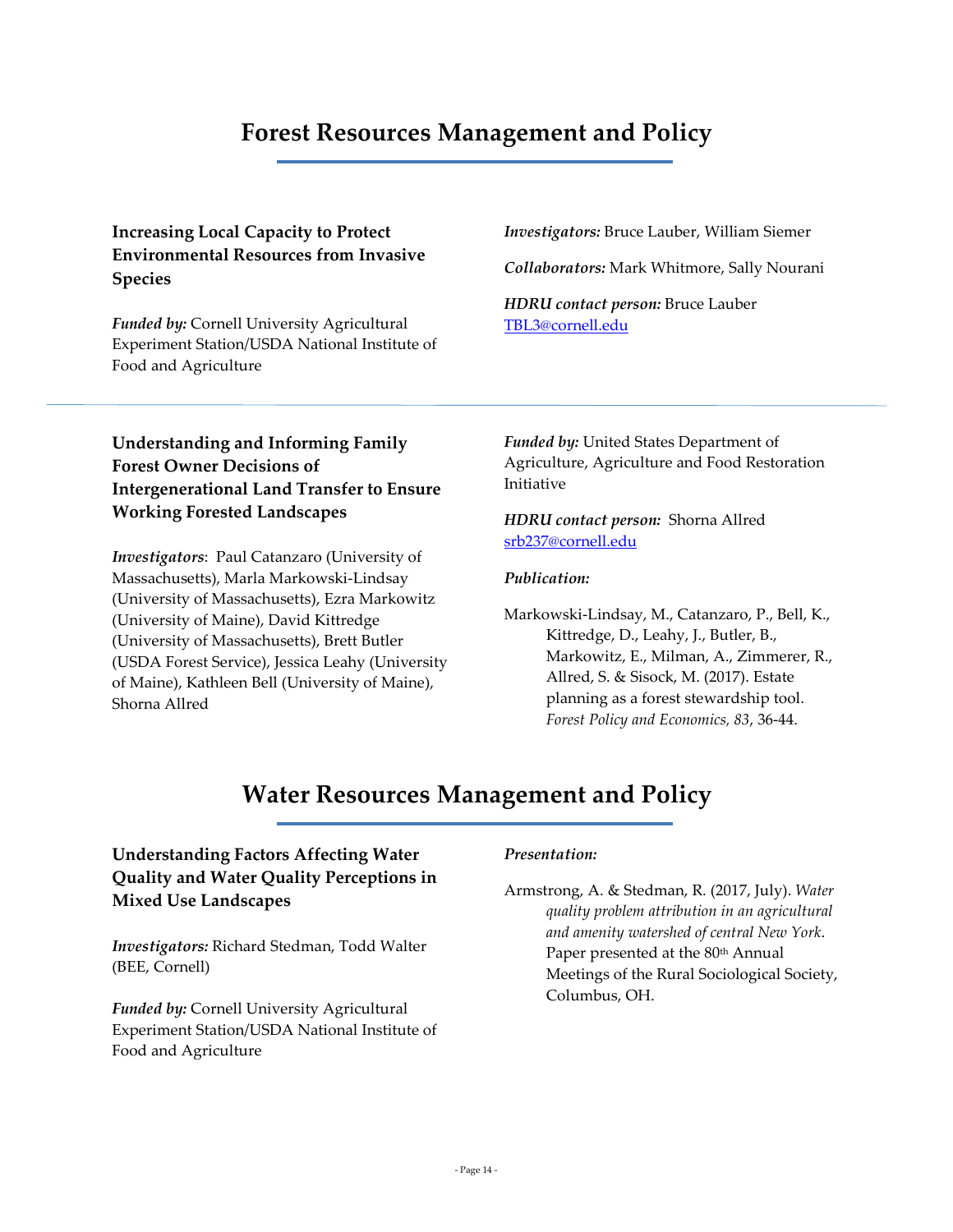# Forest Resources Management and Policy

### Increasing Local Capacity to Protect Environmental Resources from Invasive Species

***Funded by:*** Cornell University Agricultural Experiment Station/USDA National Institute of Food and Agriculture

***Investigators:*** Bruce Lauber, William Siemer

***Collaborators:*** Mark Whitmore, Sally Nourani

***HDRU contact person:*** Bruce Lauber
TBL3@cornell.edu

---

### Understanding and Informing Family Forest Owner Decisions of Intergenerational Land Transfer to Ensure Working Forested Landscapes

***Investigators***: Paul Catanzaro (University of Massachusetts), Marla Markowski-Lindsay (University of Massachusetts), Ezra Markowitz (University of Maine), David Kittredge (University of Massachusetts), Brett Butler (USDA Forest Service), Jessica Leahy (University of Maine), Kathleen Bell (University of Maine), Shorna Allred

***Funded by:*** United States Department of Agriculture, Agriculture and Food Restoration Initiative

***HDRU contact person:*** Shorna Allred
srb237@cornell.edu

***Publication:***

Markowski-Lindsay, M., Catanzaro, P., Bell, K., Kittredge, D., Leahy, J., Butler, B., Markowitz, E., Milman, A., Zimmerer, R., Allred, S. & Sisock, M. (2017). Estate planning as a forest stewardship tool. *Forest Policy and Economics, 83*, 36-44.

# Water Resources Management and Policy

### Understanding Factors Affecting Water Quality and Water Quality Perceptions in Mixed Use Landscapes

***Investigators:*** Richard Stedman, Todd Walter (BEE, Cornell)

***Funded by:*** Cornell University Agricultural Experiment Station/USDA National Institute of Food and Agriculture

***Presentation:***

Armstrong, A. & Stedman, R. (2017, July). *Water quality problem attribution in an agricultural and amenity watershed of central New York*. Paper presented at the 80th Annual Meetings of the Rural Sociological Society, Columbus, OH.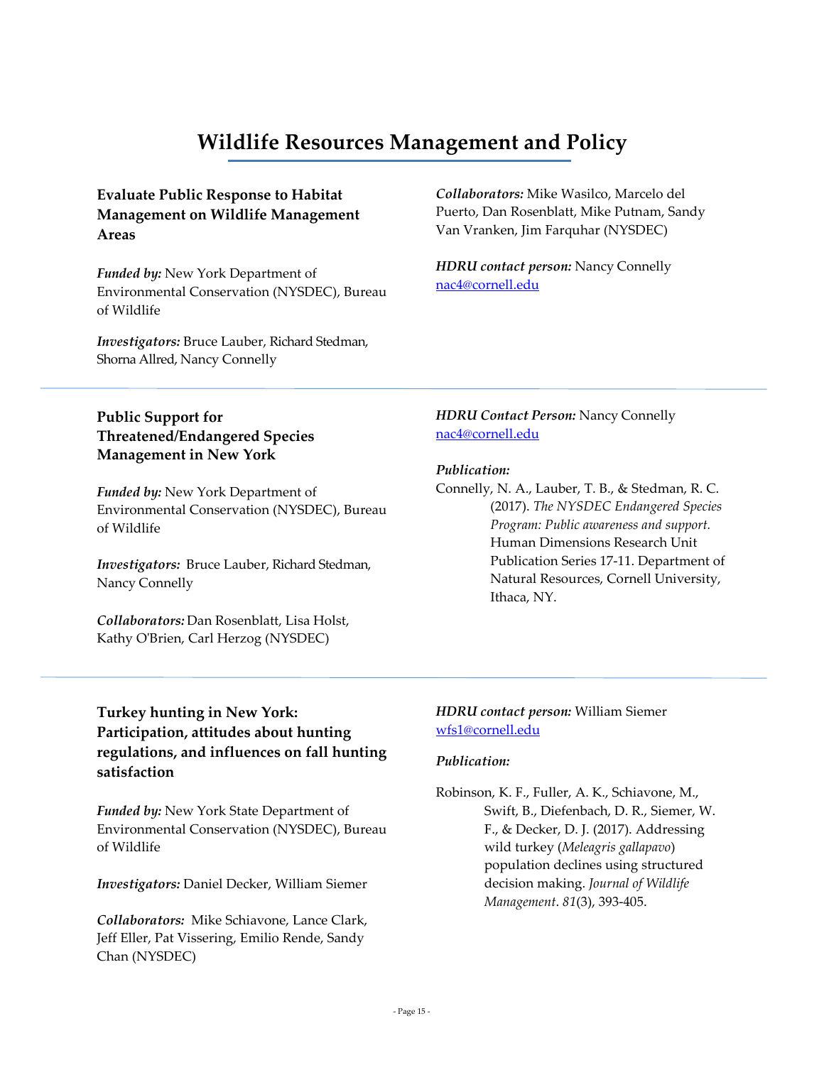# Wildlife Resources Management and Policy

### Evaluate Public Response to Habitat Management on Wildlife Management Areas

***Funded by:*** New York Department of Environmental Conservation (NYSDEC), Bureau of Wildlife

***Investigators:*** Bruce Lauber, Richard Stedman, Shorna Allred, Nancy Connelly

***Collaborators:*** Mike Wasilco, Marcelo del Puerto, Dan Rosenblatt, Mike Putnam, Sandy Van Vranken, Jim Farquhar (NYSDEC)

***HDRU contact person:*** Nancy Connelly
nac4@cornell.edu

---

### Public Support for Threatened/Endangered Species Management in New York

***Funded by:*** New York Department of Environmental Conservation (NYSDEC), Bureau of Wildlife

***Investigators:*** Bruce Lauber, Richard Stedman, Nancy Connelly

***Collaborators:*** Dan Rosenblatt, Lisa Holst, Kathy O'Brien, Carl Herzog (NYSDEC)

***HDRU Contact Person:*** Nancy Connelly
nac4@cornell.edu

***Publication:***

Connelly, N. A., Lauber, T. B., & Stedman, R. C. (2017). *The NYSDEC Endangered Species Program: Public awareness and support.* Human Dimensions Research Unit Publication Series 17-11. Department of Natural Resources, Cornell University, Ithaca, NY.

---

### Turkey hunting in New York: Participation, attitudes about hunting regulations, and influences on fall hunting satisfaction

***Funded by:*** New York State Department of Environmental Conservation (NYSDEC), Bureau of Wildlife

***Investigators:*** Daniel Decker, William Siemer

***Collaborators:*** Mike Schiavone, Lance Clark, Jeff Eller, Pat Vissering, Emilio Rende, Sandy Chan (NYSDEC)

***HDRU contact person:*** William Siemer
wfs1@cornell.edu

***Publication:***

Robinson, K. F., Fuller, A. K., Schiavone, M., Swift, B., Diefenbach, D. R., Siemer, W. F., & Decker, D. J. (2017). Addressing wild turkey (*Meleagris gallapavo*) population declines using structured decision making. *Journal of Wildlife Management*. *81*(3), 393-405.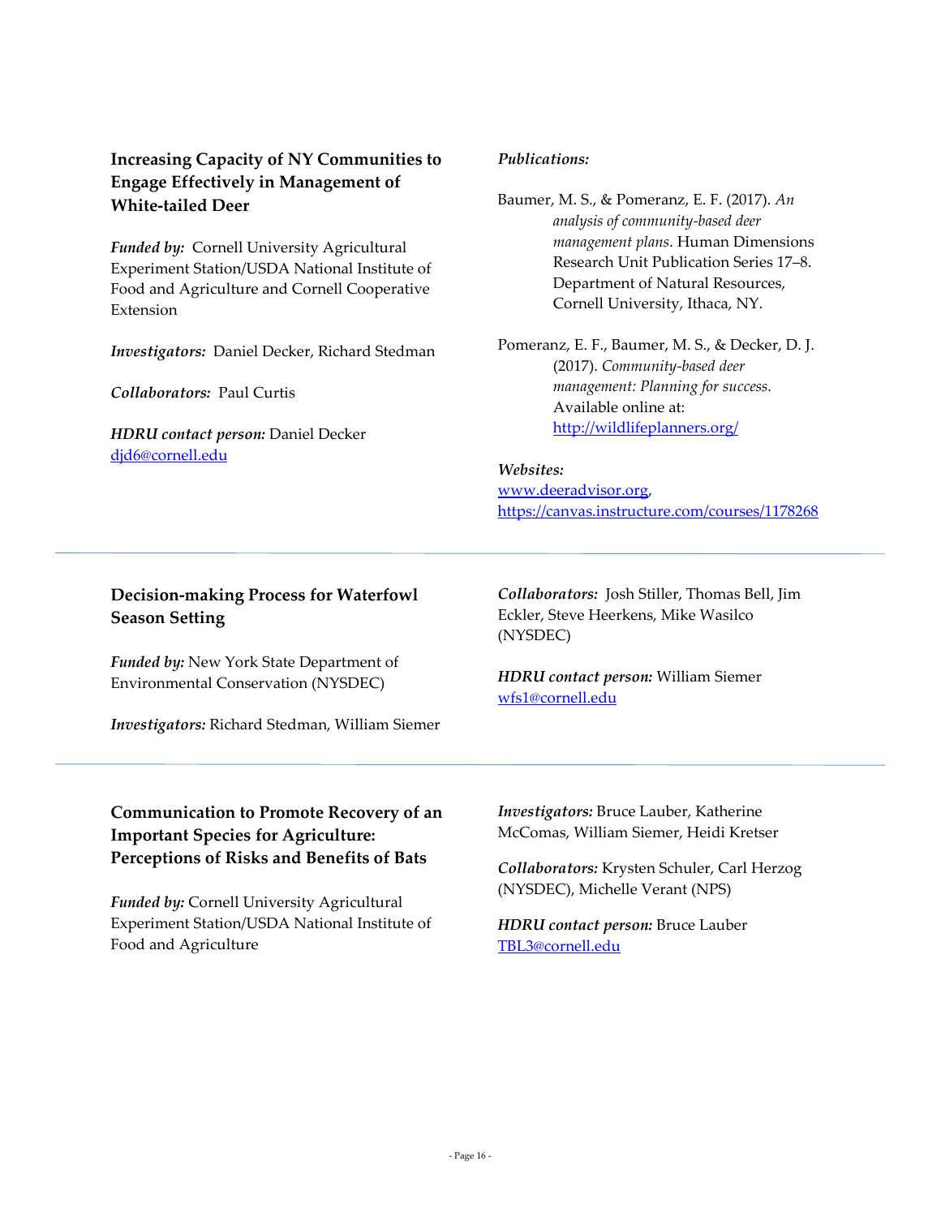### Increasing Capacity of NY Communities to Engage Effectively in Management of White-tailed Deer

***Funded by:*** Cornell University Agricultural Experiment Station/USDA National Institute of Food and Agriculture and Cornell Cooperative Extension

***Investigators:*** Daniel Decker, Richard Stedman

***Collaborators:*** Paul Curtis

***HDRU contact person:*** Daniel Decker
djd6@cornell.edu

***Publications:***

Baumer, M. S., & Pomeranz, E. F. (2017). *An analysis of community-based deer management plans*. Human Dimensions Research Unit Publication Series 17–8. Department of Natural Resources, Cornell University, Ithaca, NY.

Pomeranz, E. F., Baumer, M. S., & Decker, D. J. (2017). *Community-based deer management: Planning for success*. Available online at: http://wildlifeplanners.org/

***Websites:***
www.deeradvisor.org, https://canvas.instructure.com/courses/1178268

---

### Decision-making Process for Waterfowl Season Setting

***Funded by:*** New York State Department of Environmental Conservation (NYSDEC)

***Investigators:*** Richard Stedman, William Siemer

***Collaborators:*** Josh Stiller, Thomas Bell, Jim Eckler, Steve Heerkens, Mike Wasilco (NYSDEC)

***HDRU contact person:*** William Siemer
wfs1@cornell.edu

---

### Communication to Promote Recovery of an Important Species for Agriculture: Perceptions of Risks and Benefits of Bats

***Funded by:*** Cornell University Agricultural Experiment Station/USDA National Institute of Food and Agriculture

***Investigators:*** Bruce Lauber, Katherine McComas, William Siemer, Heidi Kretser

***Collaborators:*** Krysten Schuler, Carl Herzog (NYSDEC), Michelle Verant (NPS)

***HDRU contact person:*** Bruce Lauber
TBL3@cornell.edu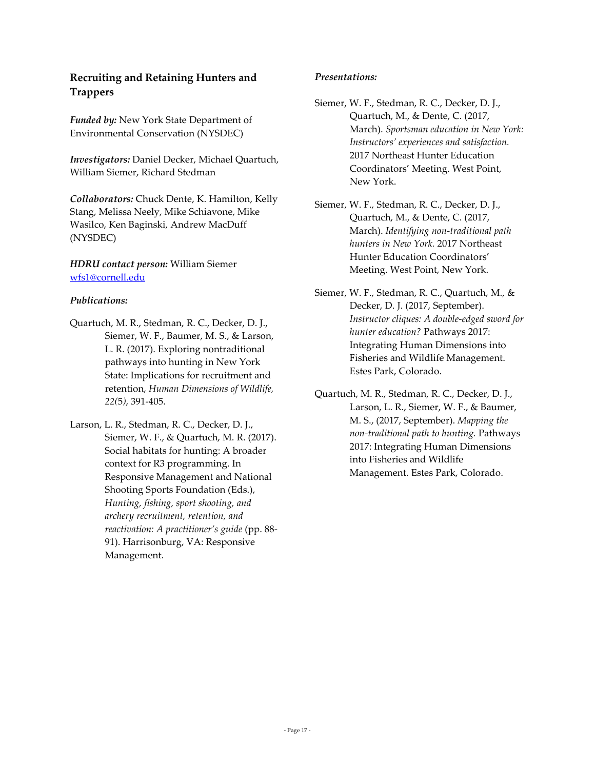## Recruiting and Retaining Hunters and Trappers

***Funded by:*** New York State Department of Environmental Conservation (NYSDEC)

***Investigators:*** Daniel Decker, Michael Quartuch, William Siemer, Richard Stedman

***Collaborators:*** Chuck Dente, K. Hamilton, Kelly Stang, Melissa Neely, Mike Schiavone, Mike Wasilco, Ken Baginski, Andrew MacDuff (NYSDEC)

***HDRU contact person:*** William Siemer wfs1@cornell.edu

***Publications:***

Quartuch, M. R., Stedman, R. C., Decker, D. J., Siemer, W. F., Baumer, M. S., & Larson, L. R. (2017). Exploring nontraditional pathways into hunting in New York State: Implications for recruitment and retention, *Human Dimensions of Wildlife, 22(*5*)*, 391-405.

Larson, L. R., Stedman, R. C., Decker, D. J., Siemer, W. F., & Quartuch, M. R. (2017). Social habitats for hunting: A broader context for R3 programming. In Responsive Management and National Shooting Sports Foundation (Eds.), *Hunting, fishing, sport shooting, and archery recruitment, retention, and reactivation: A practitioner's guide* (pp. 88-91). Harrisonburg, VA: Responsive Management.

***Presentations:***

Siemer, W. F., Stedman, R. C., Decker, D. J., Quartuch, M., & Dente, C. (2017, March). *Sportsman education in New York: Instructors' experiences and satisfaction.* 2017 Northeast Hunter Education Coordinators' Meeting. West Point, New York.

Siemer, W. F., Stedman, R. C., Decker, D. J., Quartuch, M., & Dente, C. (2017, March). *Identifying non-traditional path hunters in New York.* 2017 Northeast Hunter Education Coordinators' Meeting. West Point, New York.

Siemer, W. F., Stedman, R. C., Quartuch, M., & Decker, D. J. (2017, September). *Instructor cliques: A double-edged sword for hunter education?* Pathways 2017: Integrating Human Dimensions into Fisheries and Wildlife Management. Estes Park, Colorado.

Quartuch, M. R., Stedman, R. C., Decker, D. J., Larson, L. R., Siemer, W. F., & Baumer, M. S., (2017, September). *Mapping the non-traditional path to hunting.* Pathways 2017: Integrating Human Dimensions into Fisheries and Wildlife Management. Estes Park, Colorado.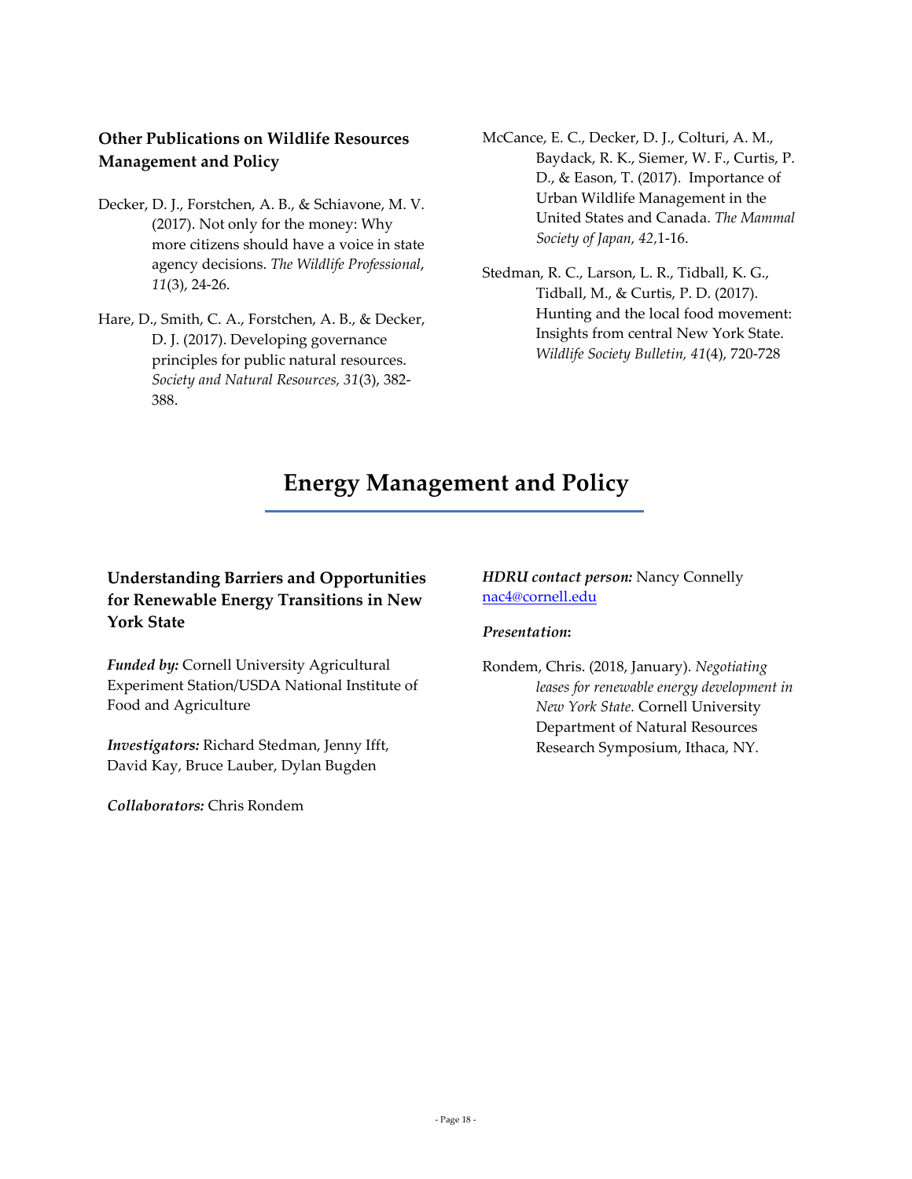### Other Publications on Wildlife Resources Management and Policy

Decker, D. J., Forstchen, A. B., & Schiavone, M. V. (2017). Not only for the money: Why more citizens should have a voice in state agency decisions. *The Wildlife Professional*, *11*(3), 24-26.

Hare, D., Smith, C. A., Forstchen, A. B., & Decker, D. J. (2017). Developing governance principles for public natural resources. *Society and Natural Resources, 31*(3), 382-388.

McCance, E. C., Decker, D. J., Colturi, A. M., Baydack, R. K., Siemer, W. F., Curtis, P. D., & Eason, T. (2017). Importance of Urban Wildlife Management in the United States and Canada. *The Mammal Society of Japan, 42,*1-16.

Stedman, R. C., Larson, L. R., Tidball, K. G., Tidball, M., & Curtis, P. D. (2017). Hunting and the local food movement: Insights from central New York State. *Wildlife Society Bulletin, 41*(4), 720-728

# Energy Management and Policy

### Understanding Barriers and Opportunities for Renewable Energy Transitions in New York State

***Funded by:*** Cornell University Agricultural Experiment Station/USDA National Institute of Food and Agriculture

***Investigators:*** Richard Stedman, Jenny Ifft, David Kay, Bruce Lauber, Dylan Bugden

***Collaborators:*** Chris Rondem

***HDRU contact person:*** Nancy Connelly
nac4@cornell.edu

***Presentation*:**

Rondem, Chris. (2018, January). *Negotiating leases for renewable energy development in New York State.* Cornell University Department of Natural Resources Research Symposium, Ithaca, NY.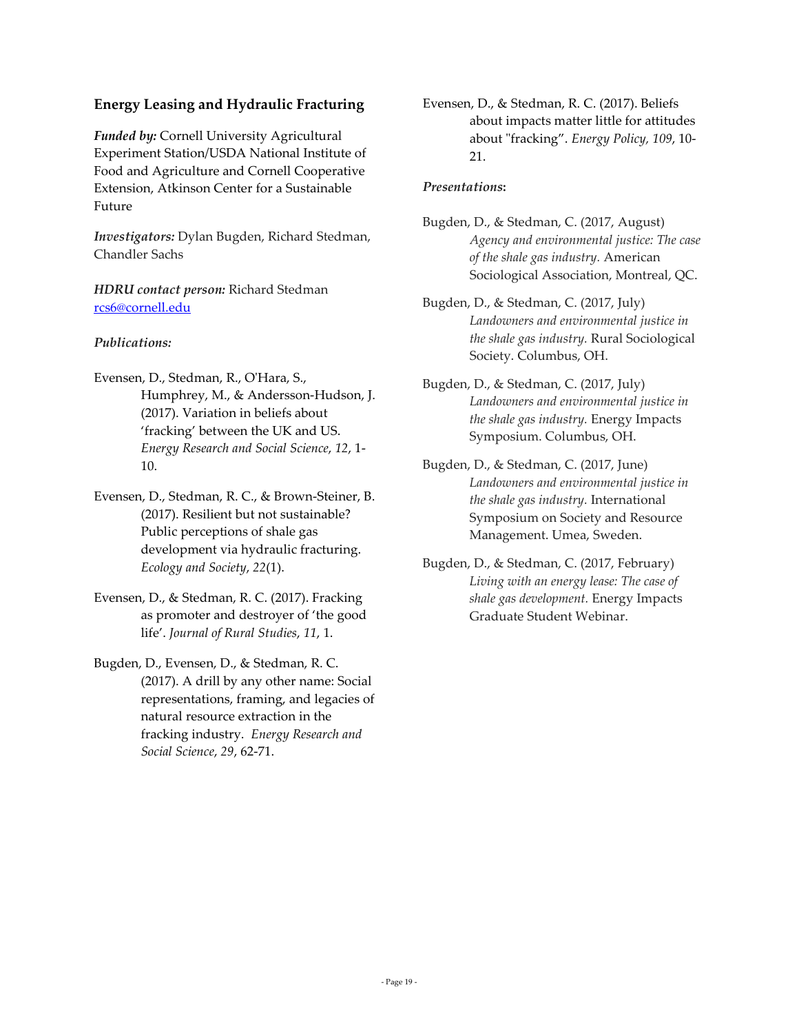## Energy Leasing and Hydraulic Fracturing

***Funded by:*** Cornell University Agricultural Experiment Station/USDA National Institute of Food and Agriculture and Cornell Cooperative Extension, Atkinson Center for a Sustainable Future

***Investigators:*** Dylan Bugden, Richard Stedman, Chandler Sachs

***HDRU contact person:*** Richard Stedman rcs6@cornell.edu

***Publications:***

Evensen, D., Stedman, R., O'Hara, S., Humphrey, M., & Andersson-Hudson, J. (2017). Variation in beliefs about 'fracking' between the UK and US. *Energy Research and Social Science*, *12*, 1-10.

Evensen, D., Stedman, R. C., & Brown-Steiner, B. (2017). Resilient but not sustainable? Public perceptions of shale gas development via hydraulic fracturing. *Ecology and Society*, *22*(1).

Evensen, D., & Stedman, R. C. (2017). Fracking as promoter and destroyer of 'the good life'. *Journal of Rural Studies*, *11*, 1.

Bugden, D., Evensen, D., & Stedman, R. C. (2017). A drill by any other name: Social representations, framing, and legacies of natural resource extraction in the fracking industry. *Energy Research and Social Science*, *29*, 62-71.

Evensen, D., & Stedman, R. C. (2017). Beliefs about impacts matter little for attitudes about "fracking". *Energy Policy*, *109*, 10-21.

***Presentations*:**

Bugden, D., & Stedman, C. (2017, August) *Agency and environmental justice: The case of the shale gas industry.* American Sociological Association, Montreal, QC.

Bugden, D., & Stedman, C. (2017, July) *Landowners and environmental justice in the shale gas industry.* Rural Sociological Society. Columbus, OH.

Bugden, D., & Stedman, C. (2017, July) *Landowners and environmental justice in the shale gas industry.* Energy Impacts Symposium. Columbus, OH.

Bugden, D., & Stedman, C. (2017, June) *Landowners and environmental justice in the shale gas industry.* International Symposium on Society and Resource Management. Umea, Sweden.

Bugden, D., & Stedman, C. (2017, February) *Living with an energy lease: The case of shale gas development.* Energy Impacts Graduate Student Webinar.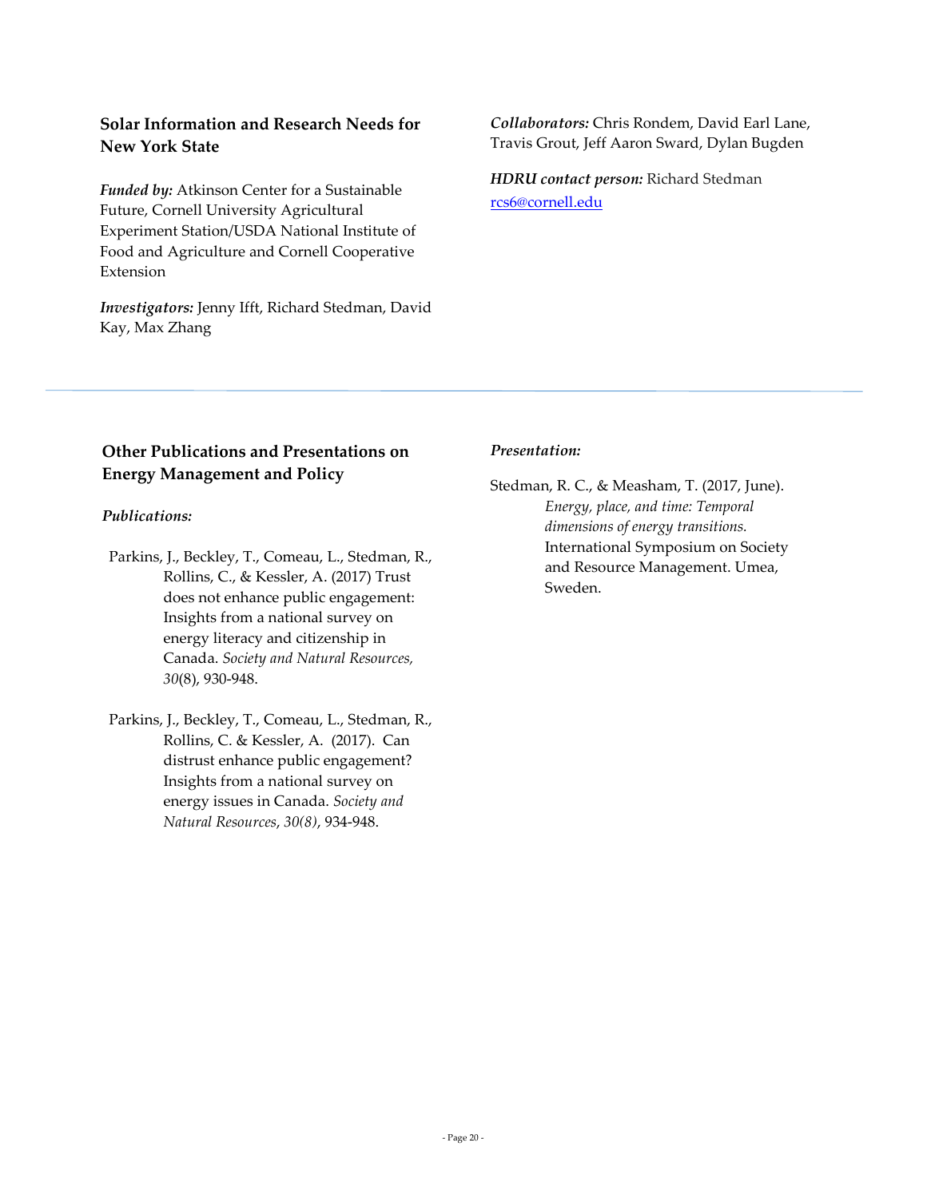### Solar Information and Research Needs for New York State

***Funded by:*** Atkinson Center for a Sustainable Future, Cornell University Agricultural Experiment Station/USDA National Institute of Food and Agriculture and Cornell Cooperative Extension

***Investigators:*** Jenny Ifft, Richard Stedman, David Kay, Max Zhang

***Collaborators:*** Chris Rondem, David Earl Lane, Travis Grout, Jeff Aaron Sward, Dylan Bugden

***HDRU contact person:*** Richard Stedman
[rcs6@cornell.edu](mailto:rcs6@cornell.edu)

---

### Other Publications and Presentations on Energy Management and Policy

***Publications:***

Parkins, J., Beckley, T., Comeau, L., Stedman, R., Rollins, C., & Kessler, A. (2017) Trust does not enhance public engagement: Insights from a national survey on energy literacy and citizenship in Canada. *Society and Natural Resources, 30*(8), 930-948.

Parkins, J., Beckley, T., Comeau, L., Stedman, R., Rollins, C. & Kessler, A. (2017). Can distrust enhance public engagement? Insights from a national survey on energy issues in Canada. *Society and Natural Resources*, *30(8)*, 934-948.

***Presentation:***

Stedman, R. C., & Measham, T. (2017, June). *Energy, place, and time: Temporal dimensions of energy transitions.* International Symposium on Society and Resource Management. Umea, Sweden.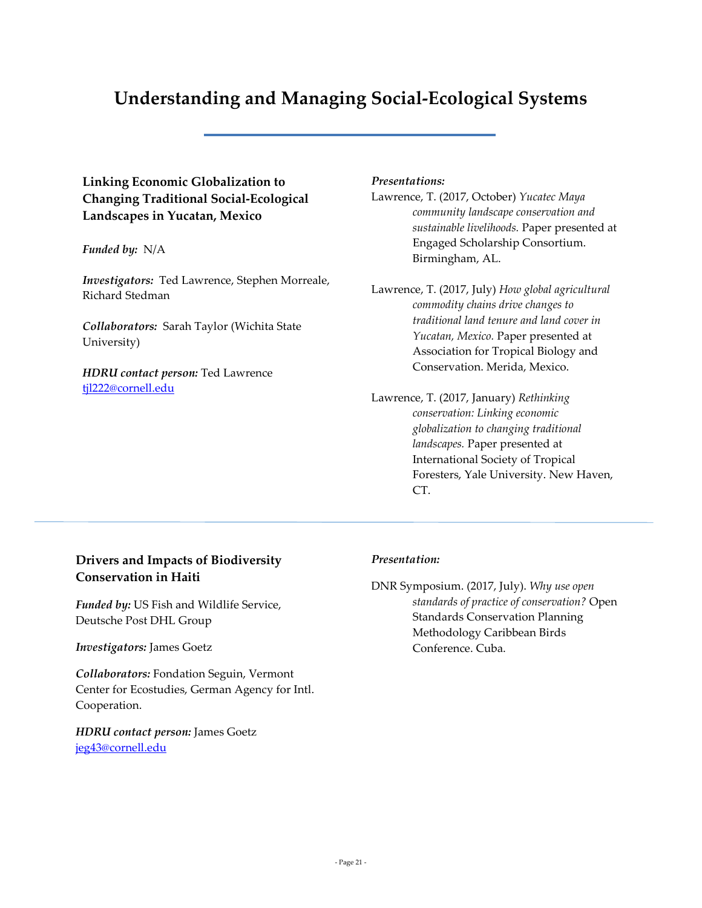# Understanding and Managing Social-Ecological Systems

### Linking Economic Globalization to Changing Traditional Social-Ecological Landscapes in Yucatan, Mexico

***Funded by:*** N/A

***Investigators:*** Ted Lawrence, Stephen Morreale, Richard Stedman

***Collaborators:*** Sarah Taylor (Wichita State University)

***HDRU contact person:*** Ted Lawrence
tjl222@cornell.edu

***Presentations:***

Lawrence, T. (2017, October) *Yucatec Maya community landscape conservation and sustainable livelihoods.* Paper presented at Engaged Scholarship Consortium. Birmingham, AL.

Lawrence, T. (2017, July) *How global agricultural commodity chains drive changes to traditional land tenure and land cover in Yucatan, Mexico.* Paper presented at Association for Tropical Biology and Conservation. Merida, Mexico.

Lawrence, T. (2017, January) *Rethinking conservation: Linking economic globalization to changing traditional landscapes.* Paper presented at International Society of Tropical Foresters, Yale University. New Haven, CT.

---

### Drivers and Impacts of Biodiversity Conservation in Haiti

***Funded by:*** US Fish and Wildlife Service, Deutsche Post DHL Group

***Investigators:*** James Goetz

***Collaborators:*** Fondation Seguin, Vermont Center for Ecostudies, German Agency for Intl. Cooperation.

***HDRU contact person:*** James Goetz
jeg43@cornell.edu

***Presentation:***

DNR Symposium. (2017, July). *Why use open standards of practice of conservation?* Open Standards Conservation Planning Methodology Caribbean Birds Conference. Cuba.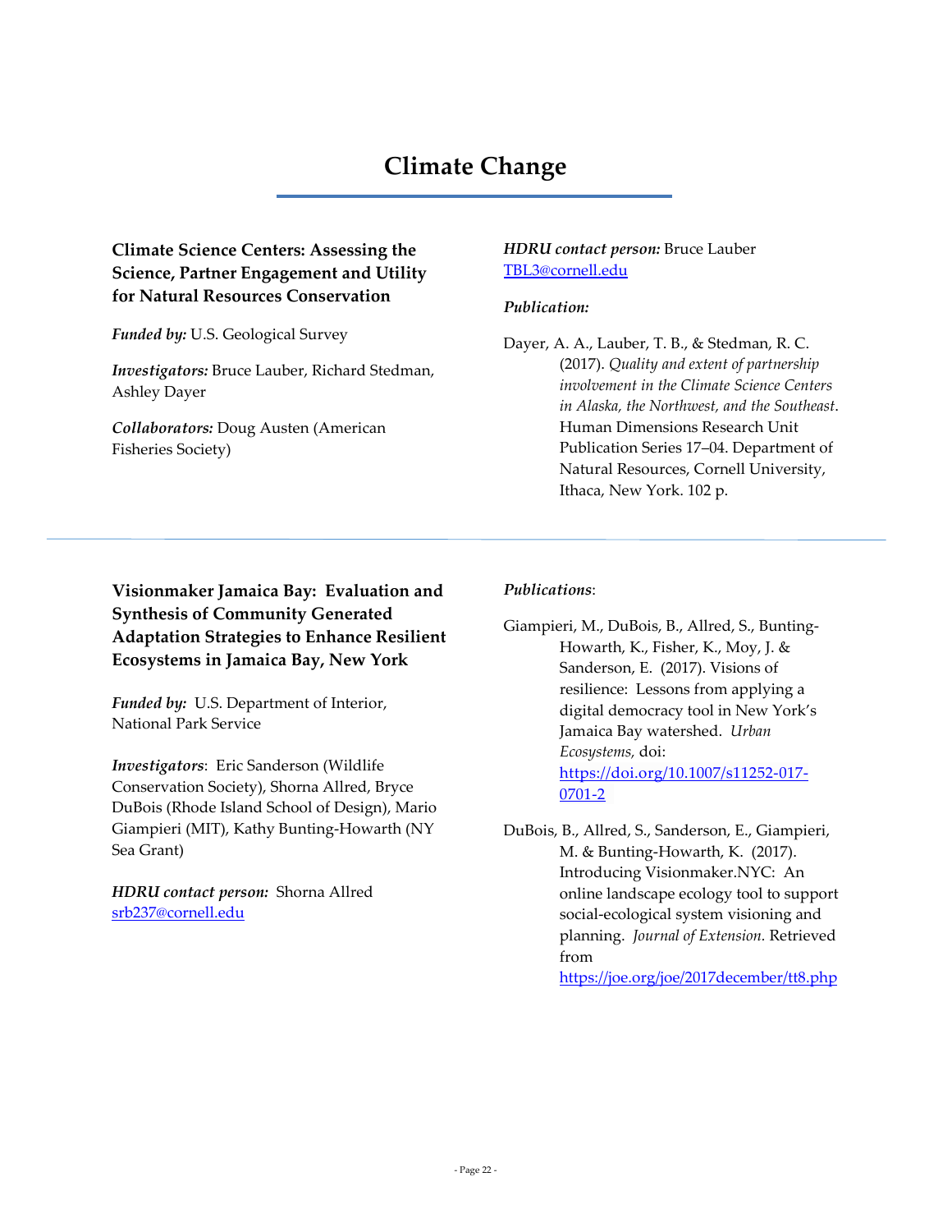# Climate Change

### Climate Science Centers: Assessing the Science, Partner Engagement and Utility for Natural Resources Conservation

***Funded by:*** U.S. Geological Survey

***Investigators:*** Bruce Lauber, Richard Stedman, Ashley Dayer

***Collaborators:*** Doug Austen (American Fisheries Society)

***HDRU contact person:*** Bruce Lauber
TBL3@cornell.edu

***Publication:***

Dayer, A. A., Lauber, T. B., & Stedman, R. C. (2017). *Quality and extent of partnership involvement in the Climate Science Centers in Alaska, the Northwest, and the Southeast*. Human Dimensions Research Unit Publication Series 17–04. Department of Natural Resources, Cornell University, Ithaca, New York. 102 p.

---

### Visionmaker Jamaica Bay: Evaluation and Synthesis of Community Generated Adaptation Strategies to Enhance Resilient Ecosystems in Jamaica Bay, New York

***Funded by:*** U.S. Department of Interior, National Park Service

***Investigators***: Eric Sanderson (Wildlife Conservation Society), Shorna Allred, Bryce DuBois (Rhode Island School of Design), Mario Giampieri (MIT), Kathy Bunting-Howarth (NY Sea Grant)

***HDRU contact person:*** Shorna Allred
srb237@cornell.edu

***Publications***:

Giampieri, M., DuBois, B., Allred, S., Bunting-Howarth, K., Fisher, K., Moy, J. & Sanderson, E. (2017). Visions of resilience: Lessons from applying a digital democracy tool in New York's Jamaica Bay watershed. *Urban Ecosystems,* doi: https://doi.org/10.1007/s11252-017-0701-2

DuBois, B., Allred, S., Sanderson, E., Giampieri, M. & Bunting-Howarth, K. (2017). Introducing Visionmaker.NYC: An online landscape ecology tool to support social-ecological system visioning and planning. *Journal of Extension.* Retrieved from https://joe.org/joe/2017december/tt8.php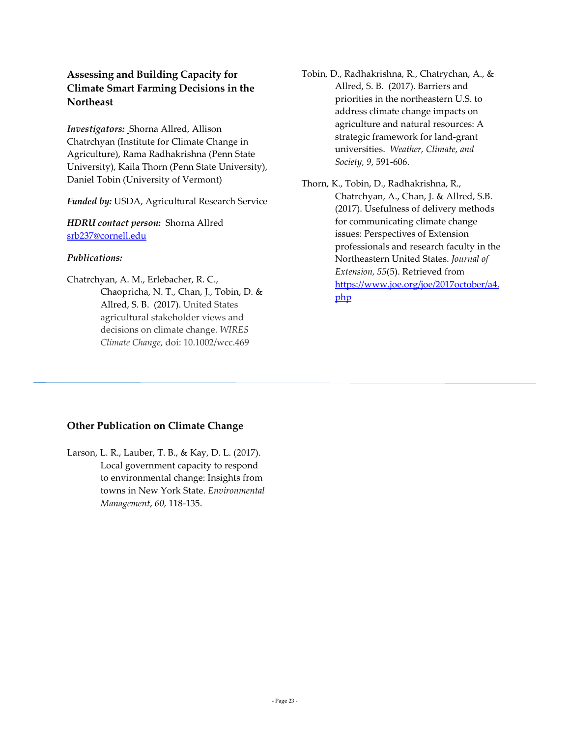### Assessing and Building Capacity for Climate Smart Farming Decisions in the Northeast

***Investigators:*** Shorna Allred, Allison Chatrchyan (Institute for Climate Change in Agriculture), Rama Radhakrishna (Penn State University), Kaila Thorn (Penn State University), Daniel Tobin (University of Vermont)

***Funded by:*** USDA, Agricultural Research Service

***HDRU contact person:*** Shorna Allred srb237@cornell.edu

***Publications:***

Chatrchyan, A. M., Erlebacher, R. C., Chaopricha, N. T., Chan, J., Tobin, D. & Allred, S. B. (2017). United States agricultural stakeholder views and decisions on climate change. *WIRES Climate Change*, doi: 10.1002/wcc.469

Tobin, D., Radhakrishna, R., Chatrychan, A., & Allred, S. B. (2017). Barriers and priorities in the northeastern U.S. to address climate change impacts on agriculture and natural resources: A strategic framework for land-grant universities. *Weather, Climate, and Society, 9*, 591-606.

Thorn, K., Tobin, D., Radhakrishna, R., Chatrchyan, A., Chan, J. & Allred, S.B. (2017). Usefulness of delivery methods for communicating climate change issues: Perspectives of Extension professionals and research faculty in the Northeastern United States. *Journal of Extension, 55*(5). Retrieved from https://www.joe.org/joe/2017october/a4.php

---

### Other Publication on Climate Change

Larson, L. R., Lauber, T. B., & Kay, D. L. (2017). Local government capacity to respond to environmental change: Insights from towns in New York State. *Environmental Management*, *60*, 118-135.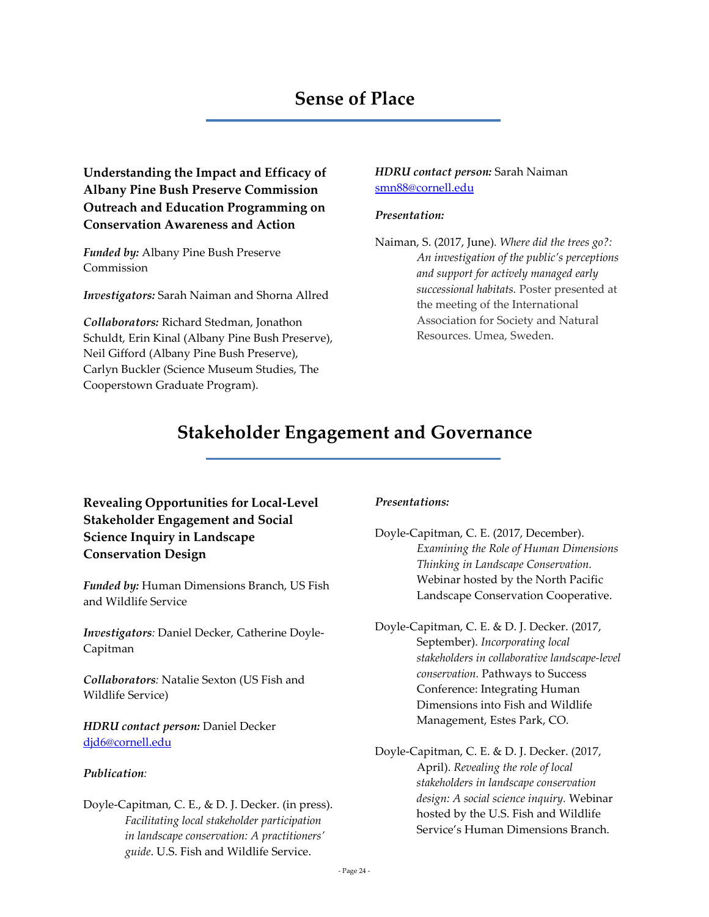# Sense of Place

### Understanding the Impact and Efficacy of Albany Pine Bush Preserve Commission Outreach and Education Programming on Conservation Awareness and Action

***Funded by:*** Albany Pine Bush Preserve Commission

***Investigators:*** Sarah Naiman and Shorna Allred

***Collaborators:*** Richard Stedman, Jonathon Schuldt, Erin Kinal (Albany Pine Bush Preserve), Neil Gifford (Albany Pine Bush Preserve), Carlyn Buckler (Science Museum Studies, The Cooperstown Graduate Program).

***HDRU contact person:*** Sarah Naiman
smn88@cornell.edu

***Presentation:***

Naiman, S. (2017, June). *Where did the trees go?: An investigation of the public's perceptions and support for actively managed early successional habitats.* Poster presented at the meeting of the International Association for Society and Natural Resources. Umea, Sweden.

# Stakeholder Engagement and Governance

### Revealing Opportunities for Local-Level Stakeholder Engagement and Social Science Inquiry in Landscape Conservation Design

***Funded by:*** Human Dimensions Branch, US Fish and Wildlife Service

***Investigators****:* Daniel Decker, Catherine Doyle-Capitman

***Collaborators****:* Natalie Sexton (US Fish and Wildlife Service)

***HDRU contact person:*** Daniel Decker
djd6@cornell.edu

***Publication****:*

Doyle-Capitman, C. E., & D. J. Decker. (in press). *Facilitating local stakeholder participation in landscape conservation: A practitioners' guide*. U.S. Fish and Wildlife Service.

***Presentations:***

Doyle-Capitman, C. E. (2017, December). *Examining the Role of Human Dimensions Thinking in Landscape Conservation.* Webinar hosted by the North Pacific Landscape Conservation Cooperative.

Doyle-Capitman, C. E. & D. J. Decker. (2017, September). *Incorporating local stakeholders in collaborative landscape-level conservation.* Pathways to Success Conference: Integrating Human Dimensions into Fish and Wildlife Management, Estes Park, CO.

Doyle-Capitman, C. E. & D. J. Decker. (2017, April). *Revealing the role of local stakeholders in landscape conservation design: A social science inquiry.* Webinar hosted by the U.S. Fish and Wildlife Service's Human Dimensions Branch.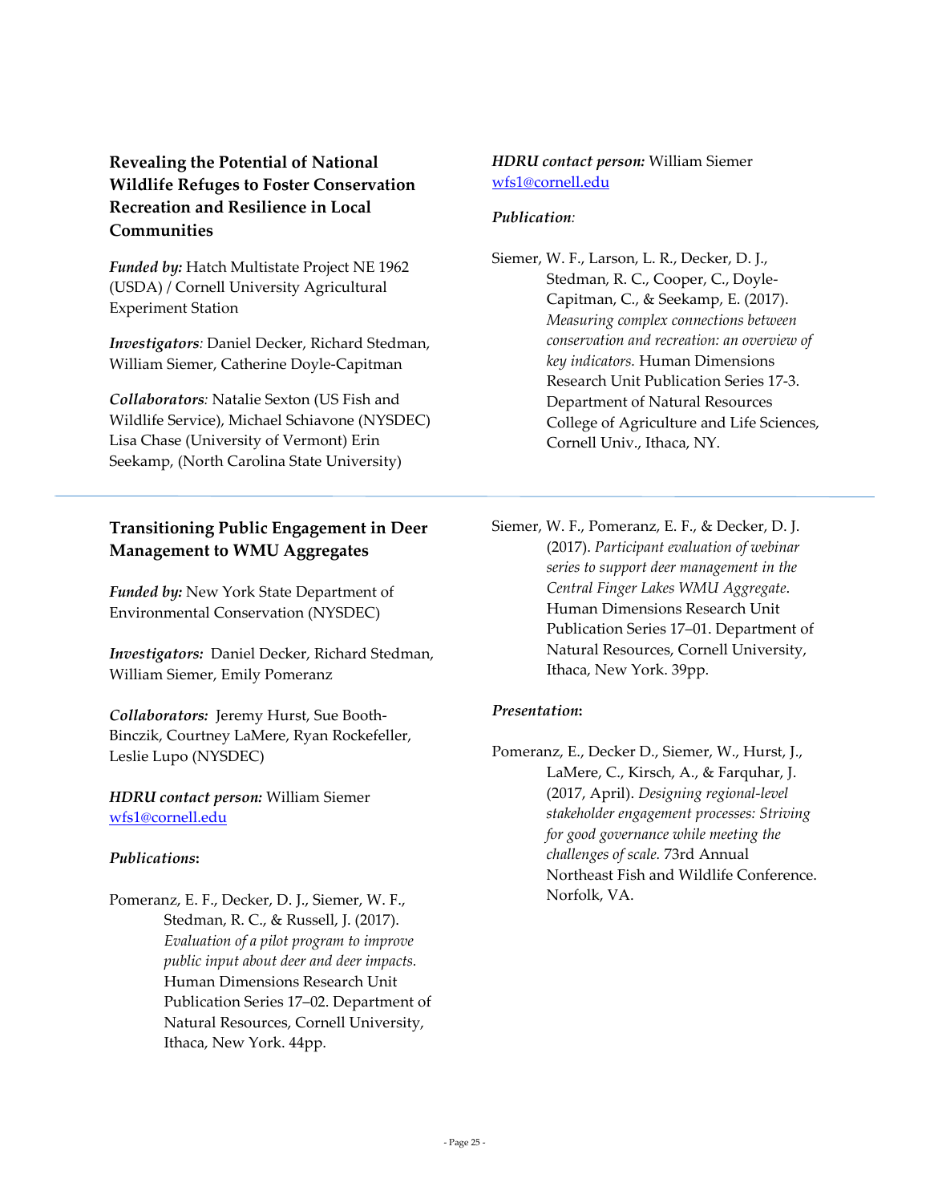### Revealing the Potential of National Wildlife Refuges to Foster Conservation Recreation and Resilience in Local Communities

***Funded by:*** Hatch Multistate Project NE 1962 (USDA) / Cornell University Agricultural Experiment Station

***Investigators**:* Daniel Decker, Richard Stedman, William Siemer, Catherine Doyle-Capitman

***Collaborators**:* Natalie Sexton (US Fish and Wildlife Service), Michael Schiavone (NYSDEC) Lisa Chase (University of Vermont) Erin Seekamp, (North Carolina State University)

***HDRU contact person:*** William Siemer
wfs1@cornell.edu

***Publication**:*

Siemer, W. F., Larson, L. R., Decker, D. J., Stedman, R. C., Cooper, C., Doyle-Capitman, C., & Seekamp, E. (2017). *Measuring complex connections between conservation and recreation: an overview of key indicators.* Human Dimensions Research Unit Publication Series 17-3. Department of Natural Resources College of Agriculture and Life Sciences, Cornell Univ., Ithaca, NY.

---

### Transitioning Public Engagement in Deer Management to WMU Aggregates

***Funded by:*** New York State Department of Environmental Conservation (NYSDEC)

***Investigators:*** Daniel Decker, Richard Stedman, William Siemer, Emily Pomeranz

***Collaborators:*** Jeremy Hurst, Sue Booth-Binczik, Courtney LaMere, Ryan Rockefeller, Leslie Lupo (NYSDEC)

***HDRU contact person:*** William Siemer
wfs1@cornell.edu

***Publications*:**

Pomeranz, E. F., Decker, D. J., Siemer, W. F., Stedman, R. C., & Russell, J. (2017). *Evaluation of a pilot program to improve public input about deer and deer impacts.* Human Dimensions Research Unit Publication Series 17–02. Department of Natural Resources, Cornell University, Ithaca, New York. 44pp.

Siemer, W. F., Pomeranz, E. F., & Decker, D. J. (2017). *Participant evaluation of webinar series to support deer management in the Central Finger Lakes WMU Aggregate*. Human Dimensions Research Unit Publication Series 17–01. Department of Natural Resources, Cornell University, Ithaca, New York. 39pp.

***Presentation*:**

Pomeranz, E., Decker D., Siemer, W., Hurst, J., LaMere, C., Kirsch, A., & Farquhar, J. (2017, April). *Designing regional-level stakeholder engagement processes: Striving for good governance while meeting the challenges of scale.* 73rd Annual Northeast Fish and Wildlife Conference. Norfolk, VA.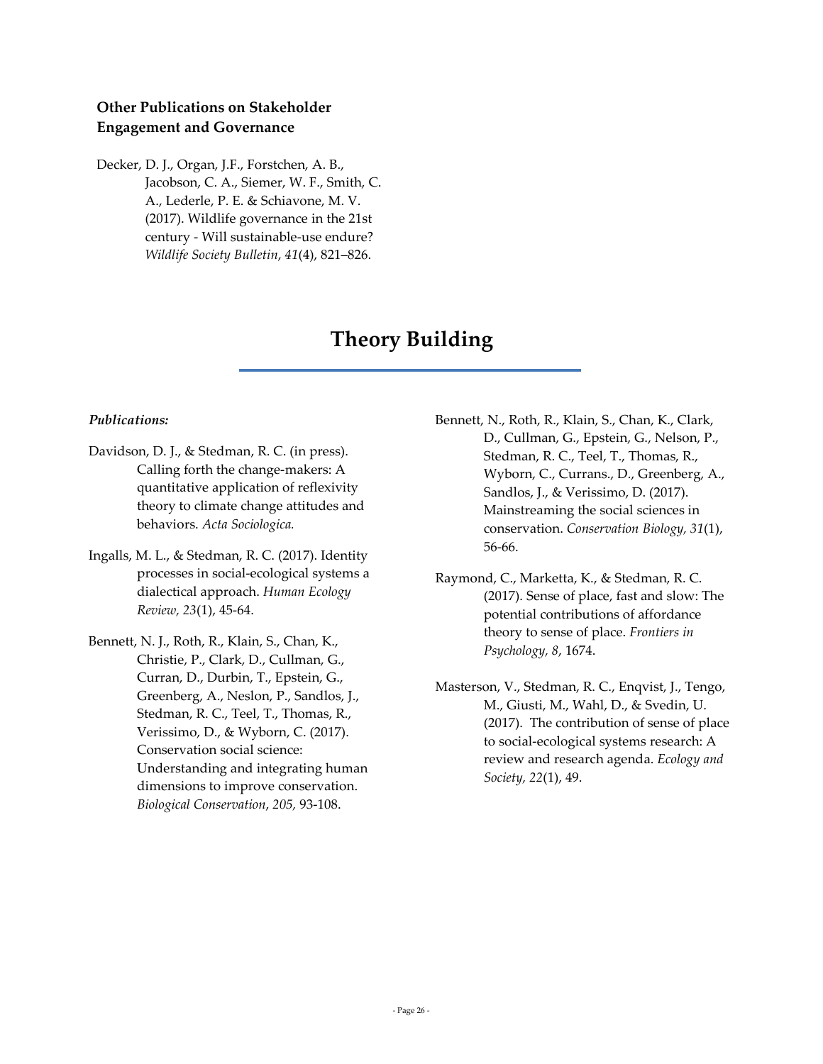### Other Publications on Stakeholder Engagement and Governance

Decker, D. J., Organ, J.F., Forstchen, A. B., Jacobson, C. A., Siemer, W. F., Smith, C. A., Lederle, P. E. & Schiavone, M. V. (2017). Wildlife governance in the 21st century - Will sustainable-use endure? *Wildlife Society Bulletin*, *41*(4), 821–826.

# Theory Building

***Publications:***

Davidson, D. J., & Stedman, R. C. (in press). Calling forth the change-makers: A quantitative application of reflexivity theory to climate change attitudes and behaviors. *Acta Sociologica.*

Ingalls, M. L., & Stedman, R. C. (2017). Identity processes in social-ecological systems a dialectical approach. *Human Ecology Review, 23*(1), 45-64.

Bennett, N. J., Roth, R., Klain, S., Chan, K., Christie, P., Clark, D., Cullman, G., Curran, D., Durbin, T., Epstein, G., Greenberg, A., Neslon, P., Sandlos, J., Stedman, R. C., Teel, T., Thomas, R., Verissimo, D., & Wyborn, C. (2017). Conservation social science: Understanding and integrating human dimensions to improve conservation. *Biological Conservation*, *205,* 93-108.

Bennett, N., Roth, R., Klain, S., Chan, K., Clark, D., Cullman, G., Epstein, G., Nelson, P., Stedman, R. C., Teel, T., Thomas, R., Wyborn, C., Currans., D., Greenberg, A., Sandlos, J., & Verissimo, D. (2017). Mainstreaming the social sciences in conservation. *Conservation Biology, 31*(1), 56-66.

Raymond, C., Marketta, K., & Stedman, R. C. (2017). Sense of place, fast and slow: The potential contributions of affordance theory to sense of place. *Frontiers in Psychology, 8*, 1674.

Masterson, V., Stedman, R. C., Enqvist, J., Tengo, M., Giusti, M., Wahl, D., & Svedin, U. (2017). The contribution of sense of place to social-ecological systems research: A review and research agenda. *Ecology and Society, 22*(1), 49.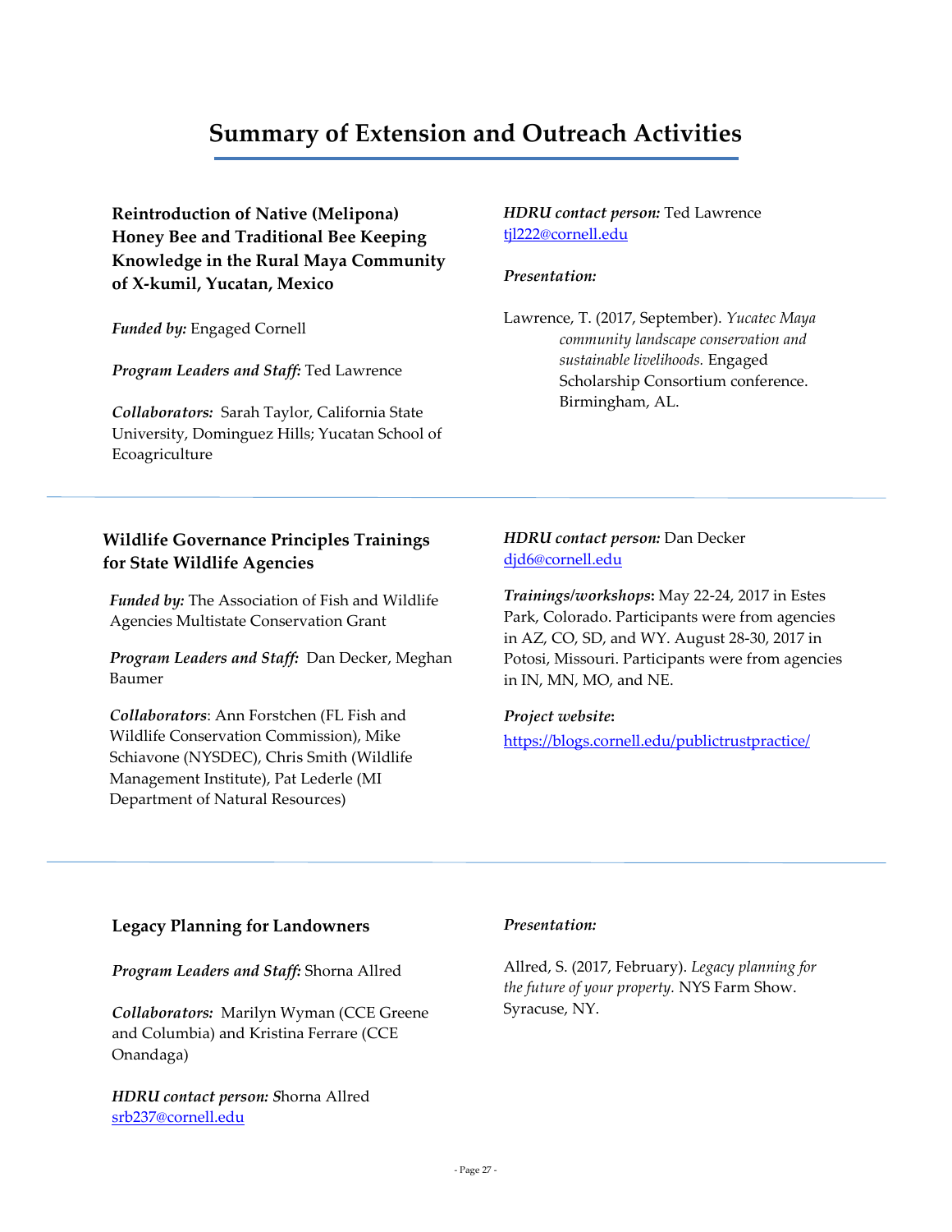# Summary of Extension and Outreach Activities

### Reintroduction of Native (Melipona) Honey Bee and Traditional Bee Keeping Knowledge in the Rural Maya Community of X-kumil, Yucatan, Mexico

***Funded by:*** Engaged Cornell

***Program Leaders and Staff:*** Ted Lawrence

***Collaborators:*** Sarah Taylor, California State University, Dominguez Hills; Yucatan School of Ecoagriculture

***HDRU contact person:*** Ted Lawrence
tjl222@cornell.edu

***Presentation:***

Lawrence, T. (2017, September). *Yucatec Maya community landscape conservation and sustainable livelihoods.* Engaged Scholarship Consortium conference. Birmingham, AL.

---

### Wildlife Governance Principles Trainings for State Wildlife Agencies

***Funded by:*** The Association of Fish and Wildlife Agencies Multistate Conservation Grant

***Program Leaders and Staff:*** Dan Decker, Meghan Baumer

***Collaborators***: Ann Forstchen (FL Fish and Wildlife Conservation Commission), Mike Schiavone (NYSDEC), Chris Smith (Wildlife Management Institute), Pat Lederle (MI Department of Natural Resources)

***HDRU contact person:*** Dan Decker
djd6@cornell.edu

***Trainings/workshops*:** May 22-24, 2017 in Estes Park, Colorado. Participants were from agencies in AZ, CO, SD, and WY. August 28-30, 2017 in Potosi, Missouri. Participants were from agencies in IN, MN, MO, and NE.

***Project website*:**
https://blogs.cornell.edu/publictrustpractice/

---

### Legacy Planning for Landowners

***Program Leaders and Staff:*** Shorna Allred

***Collaborators:*** Marilyn Wyman (CCE Greene and Columbia) and Kristina Ferrare (CCE Onandaga)

***HDRU contact person:*** Shorna Allred
srb237@cornell.edu

***Presentation:***

Allred, S. (2017, February). *Legacy planning for the future of your property.* NYS Farm Show. Syracuse, NY.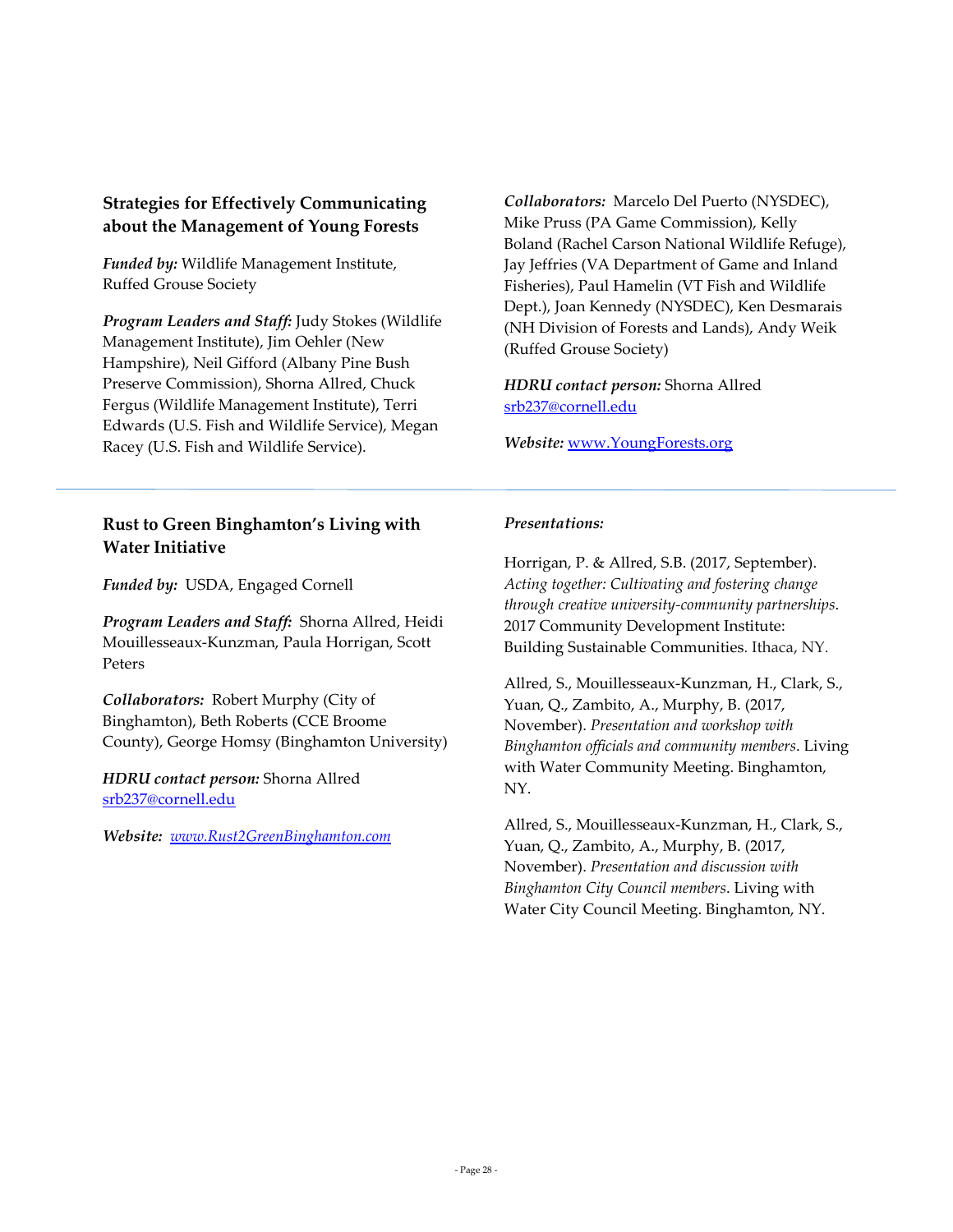### Strategies for Effectively Communicating about the Management of Young Forests

***Funded by:*** Wildlife Management Institute, Ruffed Grouse Society

***Program Leaders and Staff:*** Judy Stokes (Wildlife Management Institute), Jim Oehler (New Hampshire), Neil Gifford (Albany Pine Bush Preserve Commission), Shorna Allred, Chuck Fergus (Wildlife Management Institute), Terri Edwards (U.S. Fish and Wildlife Service), Megan Racey (U.S. Fish and Wildlife Service).

***Collaborators:*** Marcelo Del Puerto (NYSDEC), Mike Pruss (PA Game Commission), Kelly Boland (Rachel Carson National Wildlife Refuge), Jay Jeffries (VA Department of Game and Inland Fisheries), Paul Hamelin (VT Fish and Wildlife Dept.), Joan Kennedy (NYSDEC), Ken Desmarais (NH Division of Forests and Lands), Andy Weik (Ruffed Grouse Society)

***HDRU contact person:*** Shorna Allred
srb237@cornell.edu

***Website:*** www.YoungForests.org

---

### Rust to Green Binghamton's Living with Water Initiative

***Funded by:*** USDA, Engaged Cornell

***Program Leaders and Staff:*** Shorna Allred, Heidi Mouillesseaux-Kunzman, Paula Horrigan, Scott Peters

***Collaborators:*** Robert Murphy (City of Binghamton), Beth Roberts (CCE Broome County), George Homsy (Binghamton University)

***HDRU contact person:*** Shorna Allred
srb237@cornell.edu

***Website:*** *www.Rust2GreenBinghamton.com*

***Presentations:***

Horrigan, P. & Allred, S.B. (2017, September). *Acting together: Cultivating and fostering change through creative university-community partnerships*. 2017 Community Development Institute: Building Sustainable Communities. Ithaca, NY.

Allred, S., Mouillesseaux-Kunzman, H., Clark, S., Yuan, Q., Zambito, A., Murphy, B. (2017, November). *Presentation and workshop with Binghamton officials and community members*. Living with Water Community Meeting. Binghamton, NY.

Allred, S., Mouillesseaux-Kunzman, H., Clark, S., Yuan, Q., Zambito, A., Murphy, B. (2017, November). *Presentation and discussion with Binghamton City Council members*. Living with Water City Council Meeting. Binghamton, NY.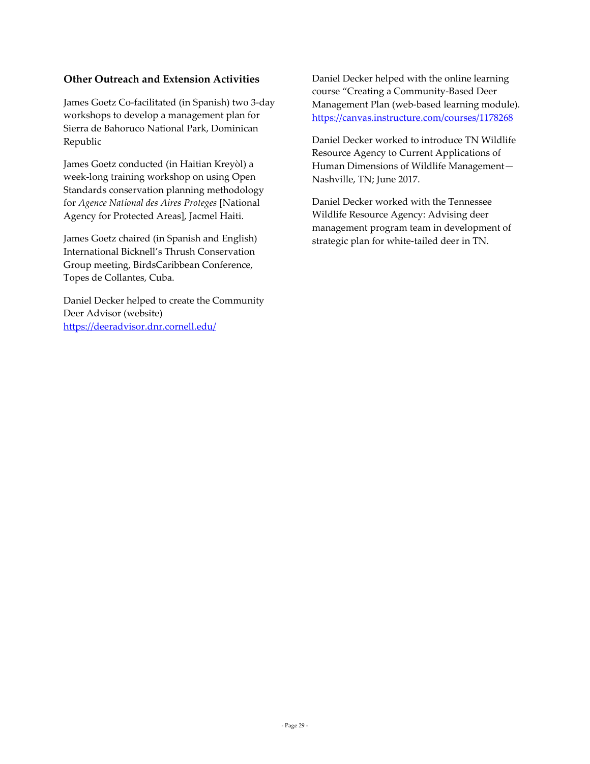### Other Outreach and Extension Activities

James Goetz Co-facilitated (in Spanish) two 3-day workshops to develop a management plan for Sierra de Bahoruco National Park, Dominican Republic

James Goetz conducted (in Haitian Kreyòl) a week-long training workshop on using Open Standards conservation planning methodology for *Agence National des Aires Proteges* [National Agency for Protected Areas], Jacmel Haiti.

James Goetz chaired (in Spanish and English) International Bicknell's Thrush Conservation Group meeting, BirdsCaribbean Conference, Topes de Collantes, Cuba.

Daniel Decker helped to create the Community Deer Advisor (website) https://deeradvisor.dnr.cornell.edu/

Daniel Decker helped with the online learning course "Creating a Community-Based Deer Management Plan (web-based learning module). https://canvas.instructure.com/courses/1178268

Daniel Decker worked to introduce TN Wildlife Resource Agency to Current Applications of Human Dimensions of Wildlife Management—Nashville, TN; June 2017.

Daniel Decker worked with the Tennessee Wildlife Resource Agency: Advising deer management program team in development of strategic plan for white-tailed deer in TN.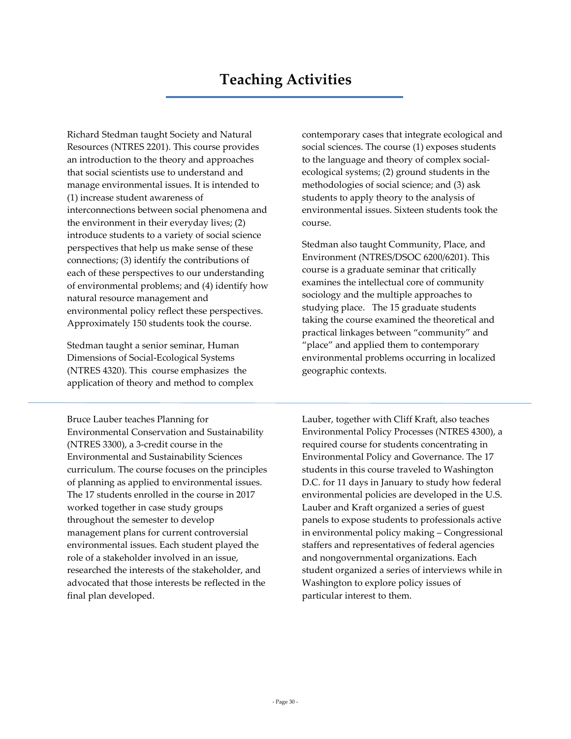# Teaching Activities

Richard Stedman taught Society and Natural Resources (NTRES 2201). This course provides an introduction to the theory and approaches that social scientists use to understand and manage environmental issues. It is intended to (1) increase student awareness of interconnections between social phenomena and the environment in their everyday lives; (2) introduce students to a variety of social science perspectives that help us make sense of these connections; (3) identify the contributions of each of these perspectives to our understanding of environmental problems; and (4) identify how natural resource management and environmental policy reflect these perspectives. Approximately 150 students took the course.

Stedman taught a senior seminar, Human Dimensions of Social-Ecological Systems (NTRES 4320). This course emphasizes the application of theory and method to complex contemporary cases that integrate ecological and social sciences. The course (1) exposes students to the language and theory of complex social-ecological systems; (2) ground students in the methodologies of social science; and (3) ask students to apply theory to the analysis of environmental issues. Sixteen students took the course.

Stedman also taught Community, Place, and Environment (NTRES/DSOC 6200/6201). This course is a graduate seminar that critically examines the intellectual core of community sociology and the multiple approaches to studying place. The 15 graduate students taking the course examined the theoretical and practical linkages between "community" and "place" and applied them to contemporary environmental problems occurring in localized geographic contexts.

---

Bruce Lauber teaches Planning for Environmental Conservation and Sustainability (NTRES 3300), a 3-credit course in the Environmental and Sustainability Sciences curriculum. The course focuses on the principles of planning as applied to environmental issues. The 17 students enrolled in the course in 2017 worked together in case study groups throughout the semester to develop management plans for current controversial environmental issues. Each student played the role of a stakeholder involved in an issue, researched the interests of the stakeholder, and advocated that those interests be reflected in the final plan developed.

Lauber, together with Cliff Kraft, also teaches Environmental Policy Processes (NTRES 4300), a required course for students concentrating in Environmental Policy and Governance. The 17 students in this course traveled to Washington D.C. for 11 days in January to study how federal environmental policies are developed in the U.S. Lauber and Kraft organized a series of guest panels to expose students to professionals active in environmental policy making – Congressional staffers and representatives of federal agencies and nongovernmental organizations. Each student organized a series of interviews while in Washington to explore policy issues of particular interest to them.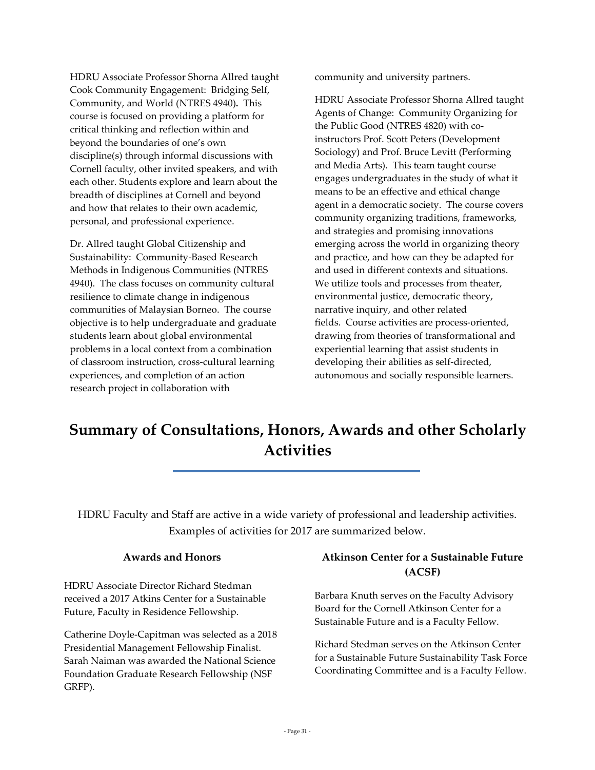HDRU Associate Professor Shorna Allred taught Cook Community Engagement: Bridging Self, Community, and World (NTRES 4940)**.** This course is focused on providing a platform for critical thinking and reflection within and beyond the boundaries of one's own discipline(s) through informal discussions with Cornell faculty, other invited speakers, and with each other. Students explore and learn about the breadth of disciplines at Cornell and beyond and how that relates to their own academic, personal, and professional experience.

Dr. Allred taught Global Citizenship and Sustainability: Community-Based Research Methods in Indigenous Communities (NTRES 4940). The class focuses on community cultural resilience to climate change in indigenous communities of Malaysian Borneo. The course objective is to help undergraduate and graduate students learn about global environmental problems in a local context from a combination of classroom instruction, cross-cultural learning experiences, and completion of an action research project in collaboration with community and university partners.

HDRU Associate Professor Shorna Allred taught Agents of Change: Community Organizing for the Public Good (NTRES 4820) with co-instructors Prof. Scott Peters (Development Sociology) and Prof. Bruce Levitt (Performing and Media Arts). This team taught course engages undergraduates in the study of what it means to be an effective and ethical change agent in a democratic society. The course covers community organizing traditions, frameworks, and strategies and promising innovations emerging across the world in organizing theory and practice, and how can they be adapted for and used in different contexts and situations. We utilize tools and processes from theater, environmental justice, democratic theory, narrative inquiry, and other related fields. Course activities are process-oriented, drawing from theories of transformational and experiential learning that assist students in developing their abilities as self-directed, autonomous and socially responsible learners.

# Summary of Consultations, Honors, Awards and other Scholarly Activities

HDRU Faculty and Staff are active in a wide variety of professional and leadership activities. Examples of activities for 2017 are summarized below.

### Awards and Honors

HDRU Associate Director Richard Stedman received a 2017 Atkins Center for a Sustainable Future, Faculty in Residence Fellowship.

Catherine Doyle-Capitman was selected as a 2018 Presidential Management Fellowship Finalist. Sarah Naiman was awarded the National Science Foundation Graduate Research Fellowship (NSF GRFP).

### Atkinson Center for a Sustainable Future (ACSF)

Barbara Knuth serves on the Faculty Advisory Board for the Cornell Atkinson Center for a Sustainable Future and is a Faculty Fellow.

Richard Stedman serves on the Atkinson Center for a Sustainable Future Sustainability Task Force Coordinating Committee and is a Faculty Fellow.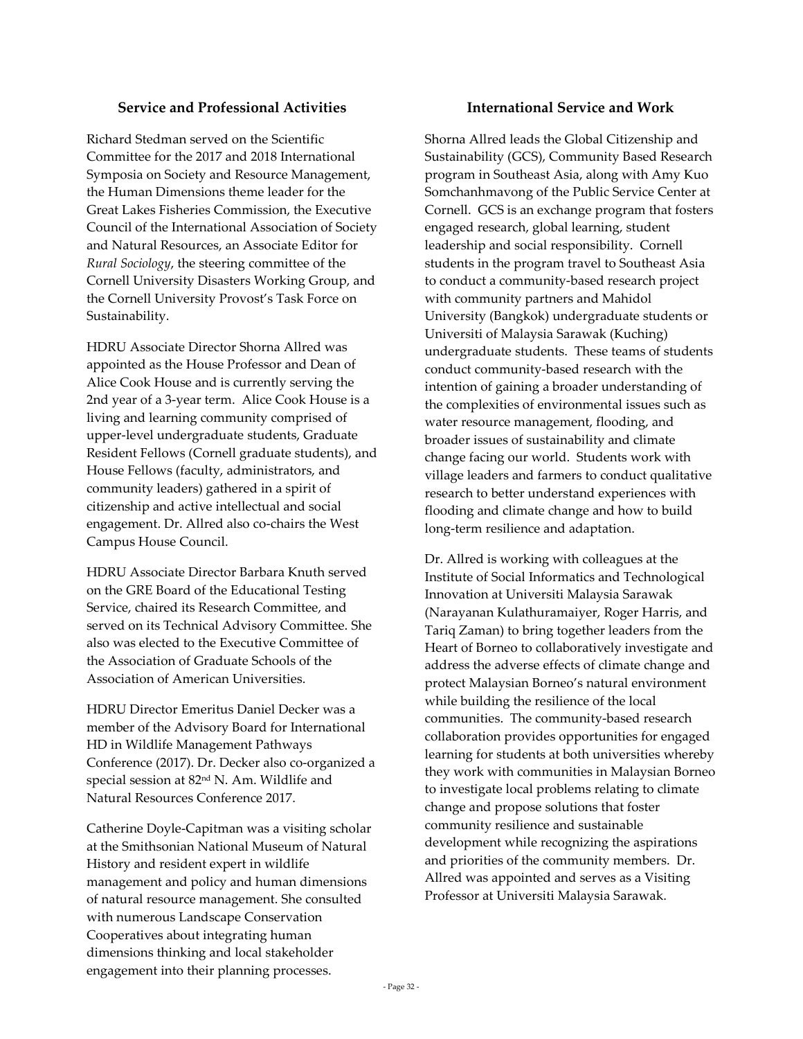## Service and Professional Activities

Richard Stedman served on the Scientific Committee for the 2017 and 2018 International Symposia on Society and Resource Management, the Human Dimensions theme leader for the Great Lakes Fisheries Commission, the Executive Council of the International Association of Society and Natural Resources, an Associate Editor for *Rural Sociology*, the steering committee of the Cornell University Disasters Working Group, and the Cornell University Provost's Task Force on Sustainability.

HDRU Associate Director Shorna Allred was appointed as the House Professor and Dean of Alice Cook House and is currently serving the 2nd year of a 3-year term. Alice Cook House is a living and learning community comprised of upper-level undergraduate students, Graduate Resident Fellows (Cornell graduate students), and House Fellows (faculty, administrators, and community leaders) gathered in a spirit of citizenship and active intellectual and social engagement. Dr. Allred also co-chairs the West Campus House Council.

HDRU Associate Director Barbara Knuth served on the GRE Board of the Educational Testing Service, chaired its Research Committee, and served on its Technical Advisory Committee. She also was elected to the Executive Committee of the Association of Graduate Schools of the Association of American Universities.

HDRU Director Emeritus Daniel Decker was a member of the Advisory Board for International HD in Wildlife Management Pathways Conference (2017). Dr. Decker also co-organized a special session at 82nd N. Am. Wildlife and Natural Resources Conference 2017.

Catherine Doyle-Capitman was a visiting scholar at the Smithsonian National Museum of Natural History and resident expert in wildlife management and policy and human dimensions of natural resource management. She consulted with numerous Landscape Conservation Cooperatives about integrating human dimensions thinking and local stakeholder engagement into their planning processes.

## International Service and Work

Shorna Allred leads the Global Citizenship and Sustainability (GCS), Community Based Research program in Southeast Asia, along with Amy Kuo Somchanhmavong of the Public Service Center at Cornell. GCS is an exchange program that fosters engaged research, global learning, student leadership and social responsibility. Cornell students in the program travel to Southeast Asia to conduct a community-based research project with community partners and Mahidol University (Bangkok) undergraduate students or Universiti of Malaysia Sarawak (Kuching) undergraduate students. These teams of students conduct community-based research with the intention of gaining a broader understanding of the complexities of environmental issues such as water resource management, flooding, and broader issues of sustainability and climate change facing our world. Students work with village leaders and farmers to conduct qualitative research to better understand experiences with flooding and climate change and how to build long-term resilience and adaptation.

Dr. Allred is working with colleagues at the Institute of Social Informatics and Technological Innovation at Universiti Malaysia Sarawak (Narayanan Kulathuramaiyer, Roger Harris, and Tariq Zaman) to bring together leaders from the Heart of Borneo to collaboratively investigate and address the adverse effects of climate change and protect Malaysian Borneo's natural environment while building the resilience of the local communities. The community-based research collaboration provides opportunities for engaged learning for students at both universities whereby they work with communities in Malaysian Borneo to investigate local problems relating to climate change and propose solutions that foster community resilience and sustainable development while recognizing the aspirations and priorities of the community members. Dr. Allred was appointed and serves as a Visiting Professor at Universiti Malaysia Sarawak.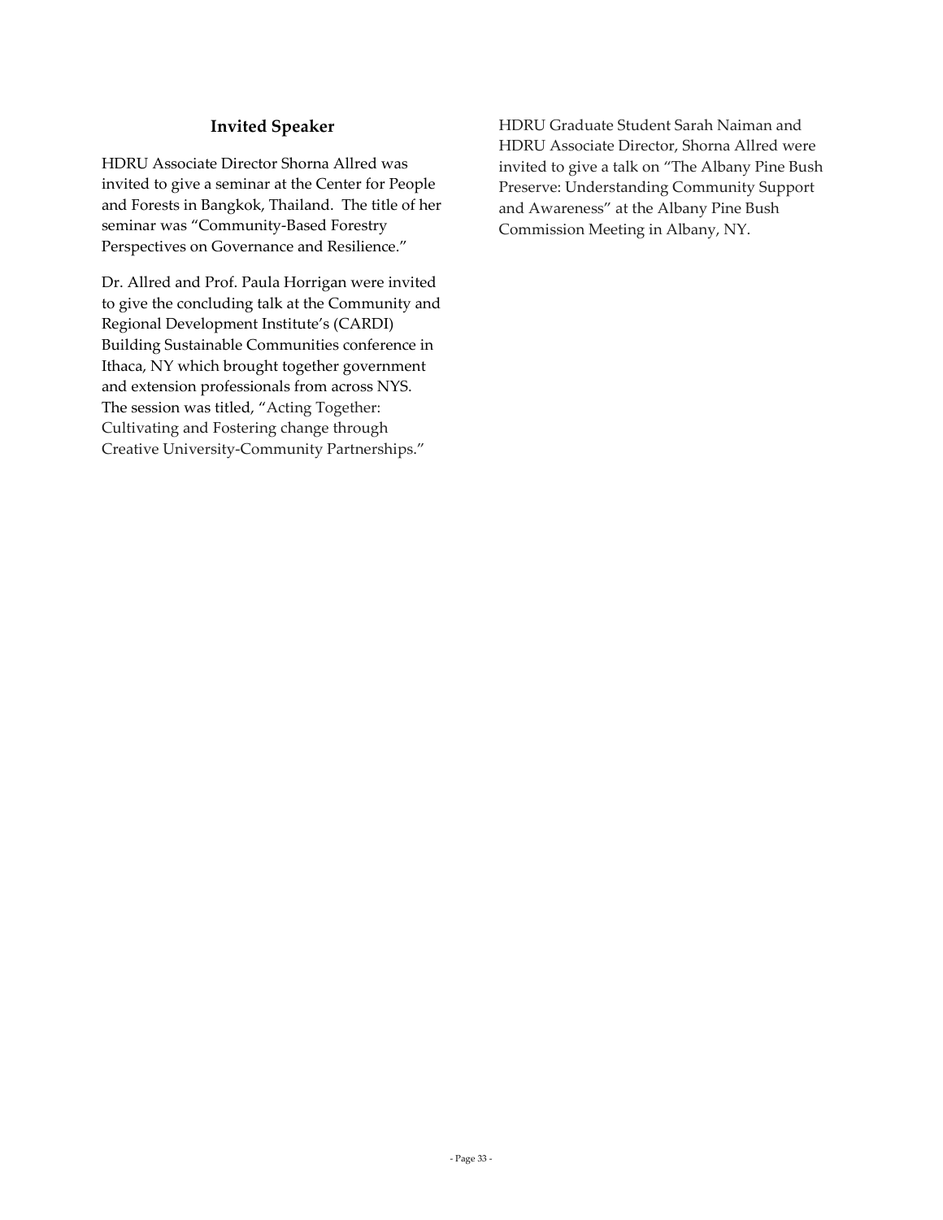## Invited Speaker

HDRU Associate Director Shorna Allred was invited to give a seminar at the Center for People and Forests in Bangkok, Thailand. The title of her seminar was "Community-Based Forestry Perspectives on Governance and Resilience."

Dr. Allred and Prof. Paula Horrigan were invited to give the concluding talk at the Community and Regional Development Institute's (CARDI) Building Sustainable Communities conference in Ithaca, NY which brought together government and extension professionals from across NYS. The session was titled, "Acting Together: Cultivating and Fostering change through Creative University-Community Partnerships."

HDRU Graduate Student Sarah Naiman and HDRU Associate Director, Shorna Allred were invited to give a talk on "The Albany Pine Bush Preserve: Understanding Community Support and Awareness" at the Albany Pine Bush Commission Meeting in Albany, NY.